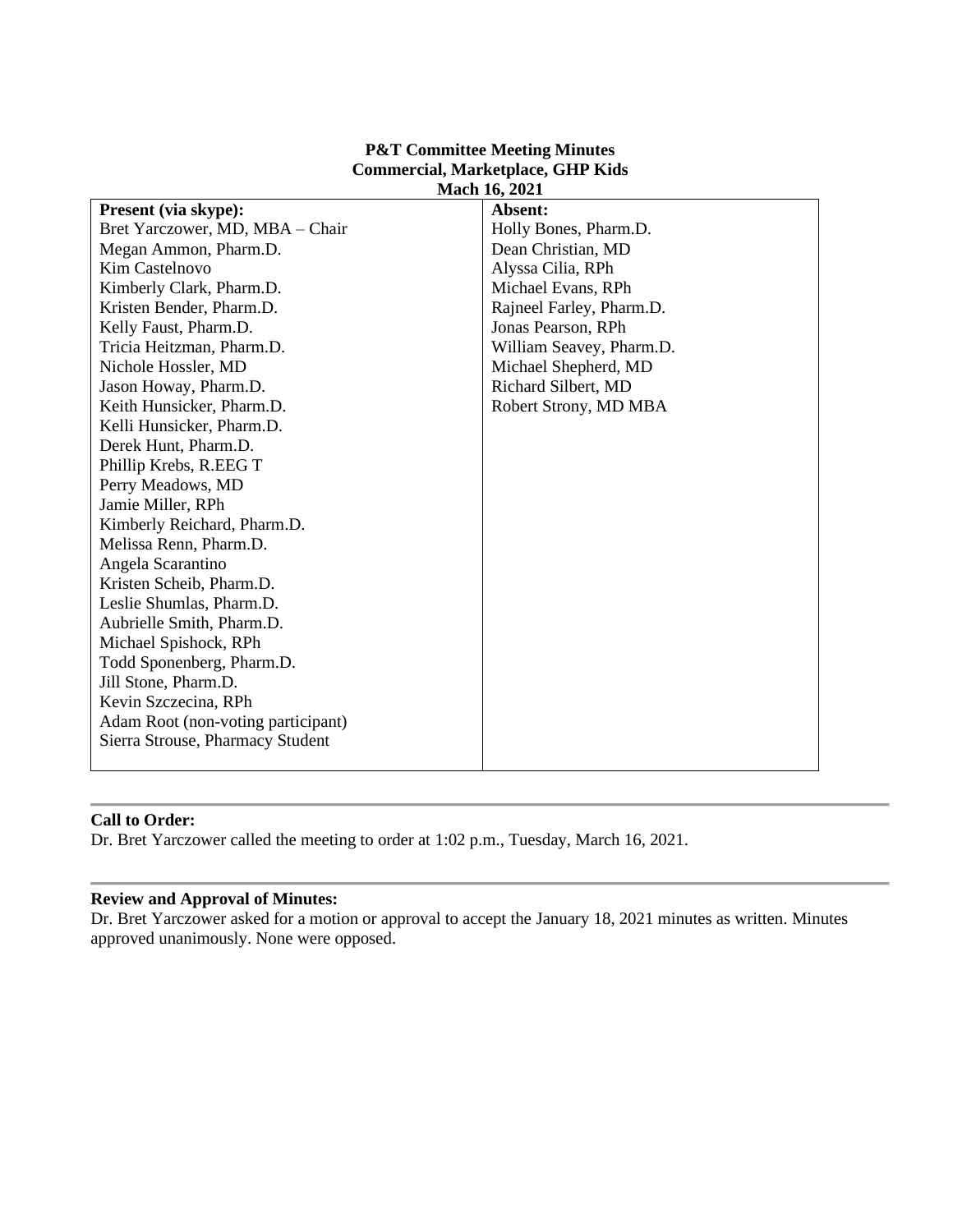**P&T Committee Meeting Minutes**
**Commercial, Marketplace, GHP Kids**
**Mach 16, 2021**

| **Present (via skype):** | **Absent:** |
| --- | --- |
| Bret Yarczower, MD, MBA – Chair | Holly Bones, Pharm.D. |
| Megan Ammon, Pharm.D. | Dean Christian, MD |
| Kim Castelnovo | Alyssa Cilia, RPh |
| Kimberly Clark, Pharm.D. | Michael Evans, RPh |
| Kristen Bender, Pharm.D. | Rajneel Farley, Pharm.D. |
| Kelly Faust, Pharm.D. | Jonas Pearson, RPh |
| Tricia Heitzman, Pharm.D. | William Seavey, Pharm.D. |
| Nichole Hossler, MD | Michael Shepherd, MD |
| Jason Howay, Pharm.D. | Richard Silbert, MD |
| Keith Hunsicker, Pharm.D. | Robert Strony, MD MBA |
| Kelli Hunsicker, Pharm.D. | |
| Derek Hunt, Pharm.D. | |
| Phillip Krebs, R.EEG T | |
| Perry Meadows, MD | |
| Jamie Miller, RPh | |
| Kimberly Reichard, Pharm.D. | |
| Melissa Renn, Pharm.D. | |
| Angela Scarantino | |
| Kristen Scheib, Pharm.D. | |
| Leslie Shumlas, Pharm.D. | |
| Aubrielle Smith, Pharm.D. | |
| Michael Spishock, RPh | |
| Todd Sponenberg, Pharm.D. | |
| Jill Stone, Pharm.D. | |
| Kevin Szczecina, RPh | |
| Adam Root (non-voting participant) | |
| Sierra Strouse, Pharmacy Student | |

**Call to Order:**
Dr. Bret Yarczower called the meeting to order at 1:02 p.m., Tuesday, March 16, 2021.

**Review and Approval of Minutes:**
Dr. Bret Yarczower asked for a motion or approval to accept the January 18, 2021 minutes as written. Minutes approved unanimously. None were opposed.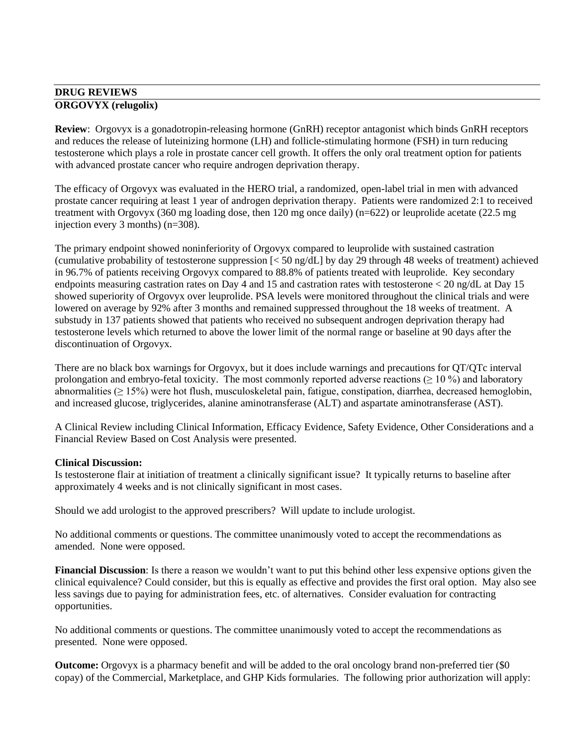**DRUG REVIEWS**

**ORGOVYX (relugolix)**

**Review**: Orgovyx is a gonadotropin-releasing hormone (GnRH) receptor antagonist which binds GnRH receptors and reduces the release of luteinizing hormone (LH) and follicle-stimulating hormone (FSH) in turn reducing testosterone which plays a role in prostate cancer cell growth. It offers the only oral treatment option for patients with advanced prostate cancer who require androgen deprivation therapy.

The efficacy of Orgovyx was evaluated in the HERO trial, a randomized, open-label trial in men with advanced prostate cancer requiring at least 1 year of androgen deprivation therapy. Patients were randomized 2:1 to received treatment with Orgovyx (360 mg loading dose, then 120 mg once daily) (n=622) or leuprolide acetate (22.5 mg injection every 3 months) (n=308).

The primary endpoint showed noninferiority of Orgovyx compared to leuprolide with sustained castration (cumulative probability of testosterone suppression [< 50 ng/dL] by day 29 through 48 weeks of treatment) achieved in 96.7% of patients receiving Orgovyx compared to 88.8% of patients treated with leuprolide. Key secondary endpoints measuring castration rates on Day 4 and 15 and castration rates with testosterone < 20 ng/dL at Day 15 showed superiority of Orgovyx over leuprolide. PSA levels were monitored throughout the clinical trials and were lowered on average by 92% after 3 months and remained suppressed throughout the 18 weeks of treatment. A substudy in 137 patients showed that patients who received no subsequent androgen deprivation therapy had testosterone levels which returned to above the lower limit of the normal range or baseline at 90 days after the discontinuation of Orgovyx.

There are no black box warnings for Orgovyx, but it does include warnings and precautions for QT/QTc interval prolongation and embryo-fetal toxicity. The most commonly reported adverse reactions (≥ 10 %) and laboratory abnormalities (≥ 15%) were hot flush, musculoskeletal pain, fatigue, constipation, diarrhea, decreased hemoglobin, and increased glucose, triglycerides, alanine aminotransferase (ALT) and aspartate aminotransferase (AST).

A Clinical Review including Clinical Information, Efficacy Evidence, Safety Evidence, Other Considerations and a Financial Review Based on Cost Analysis were presented.

**Clinical Discussion:**

Is testosterone flair at initiation of treatment a clinically significant issue? It typically returns to baseline after approximately 4 weeks and is not clinically significant in most cases.

Should we add urologist to the approved prescribers? Will update to include urologist.

No additional comments or questions. The committee unanimously voted to accept the recommendations as amended. None were opposed.

**Financial Discussion**: Is there a reason we wouldn't want to put this behind other less expensive options given the clinical equivalence? Could consider, but this is equally as effective and provides the first oral option. May also see less savings due to paying for administration fees, etc. of alternatives. Consider evaluation for contracting opportunities.

No additional comments or questions. The committee unanimously voted to accept the recommendations as presented. None were opposed.

**Outcome:** Orgovyx is a pharmacy benefit and will be added to the oral oncology brand non-preferred tier ($0 copay) of the Commercial, Marketplace, and GHP Kids formularies. The following prior authorization will apply: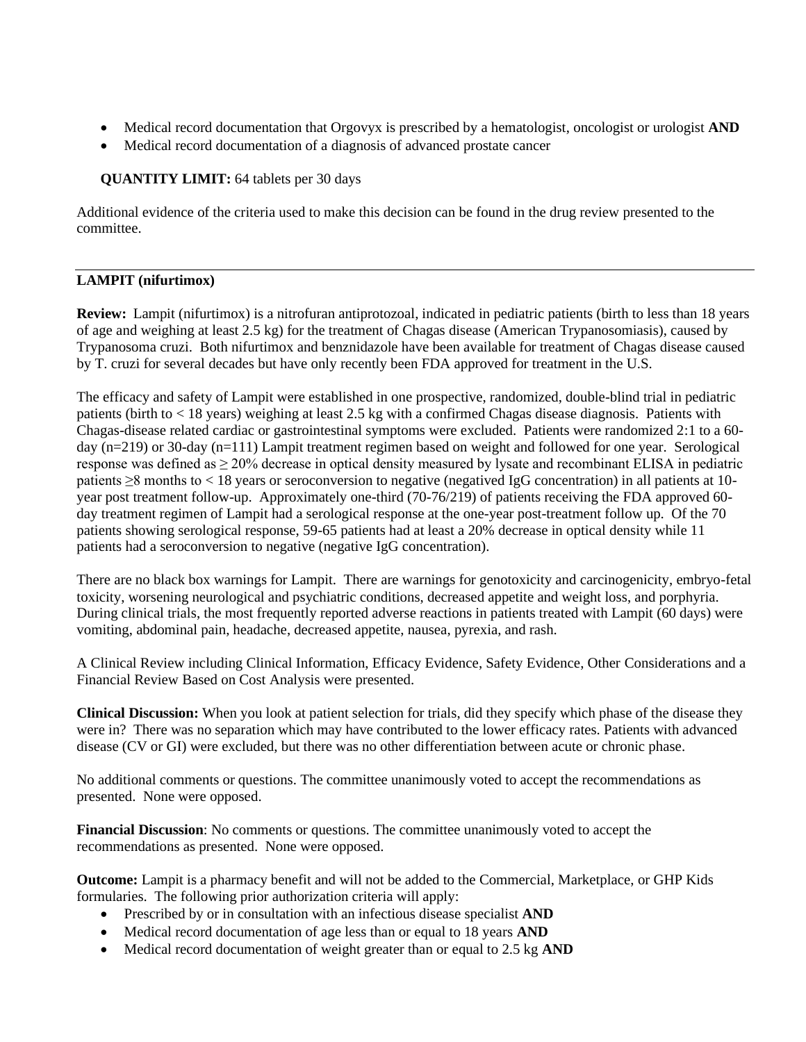- Medical record documentation that Orgovyx is prescribed by a hematologist, oncologist or urologist **AND**
- Medical record documentation of a diagnosis of advanced prostate cancer

**QUANTITY LIMIT:** 64 tablets per 30 days

Additional evidence of the criteria used to make this decision can be found in the drug review presented to the committee.

---

**LAMPIT (nifurtimox)**

**Review:** Lampit (nifurtimox) is a nitrofuran antiprotozoal, indicated in pediatric patients (birth to less than 18 years of age and weighing at least 2.5 kg) for the treatment of Chagas disease (American Trypanosomiasis), caused by Trypanosoma cruzi. Both nifurtimox and benznidazole have been available for treatment of Chagas disease caused by T. cruzi for several decades but have only recently been FDA approved for treatment in the U.S.

The efficacy and safety of Lampit were established in one prospective, randomized, double-blind trial in pediatric patients (birth to < 18 years) weighing at least 2.5 kg with a confirmed Chagas disease diagnosis. Patients with Chagas-disease related cardiac or gastrointestinal symptoms were excluded. Patients were randomized 2:1 to a 60-day (n=219) or 30-day (n=111) Lampit treatment regimen based on weight and followed for one year. Serological response was defined as ≥ 20% decrease in optical density measured by lysate and recombinant ELISA in pediatric patients ≥8 months to < 18 years or seroconversion to negative (negatived IgG concentration) in all patients at 10-year post treatment follow-up. Approximately one-third (70-76/219) of patients receiving the FDA approved 60-day treatment regimen of Lampit had a serological response at the one-year post-treatment follow up. Of the 70 patients showing serological response, 59-65 patients had at least a 20% decrease in optical density while 11 patients had a seroconversion to negative (negative IgG concentration).

There are no black box warnings for Lampit. There are warnings for genotoxicity and carcinogenicity, embryo-fetal toxicity, worsening neurological and psychiatric conditions, decreased appetite and weight loss, and porphyria. During clinical trials, the most frequently reported adverse reactions in patients treated with Lampit (60 days) were vomiting, abdominal pain, headache, decreased appetite, nausea, pyrexia, and rash.

A Clinical Review including Clinical Information, Efficacy Evidence, Safety Evidence, Other Considerations and a Financial Review Based on Cost Analysis were presented.

**Clinical Discussion:** When you look at patient selection for trials, did they specify which phase of the disease they were in? There was no separation which may have contributed to the lower efficacy rates. Patients with advanced disease (CV or GI) were excluded, but there was no other differentiation between acute or chronic phase.

No additional comments or questions. The committee unanimously voted to accept the recommendations as presented. None were opposed.

**Financial Discussion**: No comments or questions. The committee unanimously voted to accept the recommendations as presented. None were opposed.

**Outcome:** Lampit is a pharmacy benefit and will not be added to the Commercial, Marketplace, or GHP Kids formularies. The following prior authorization criteria will apply:

- Prescribed by or in consultation with an infectious disease specialist **AND**
- Medical record documentation of age less than or equal to 18 years **AND**
- Medical record documentation of weight greater than or equal to 2.5 kg **AND**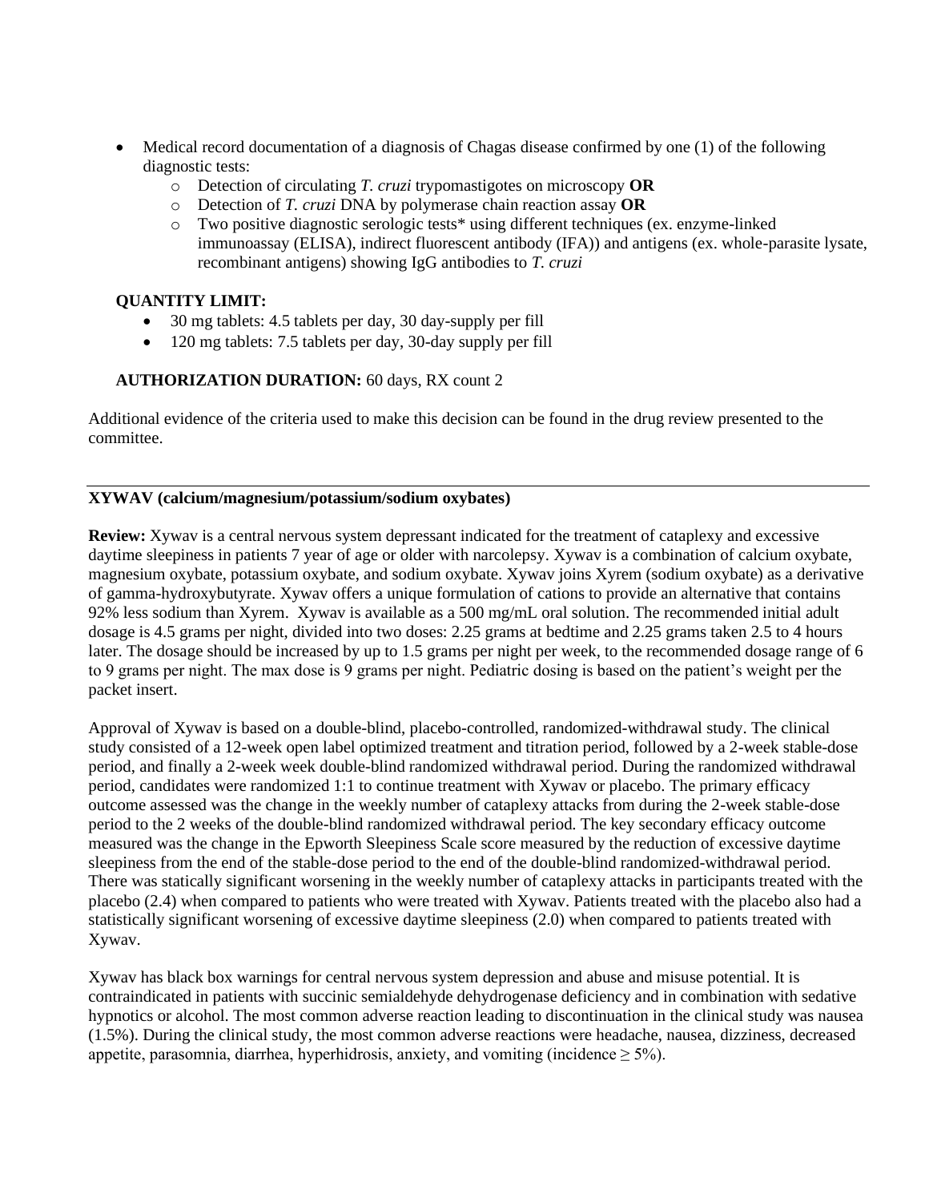- Medical record documentation of a diagnosis of Chagas disease confirmed by one (1) of the following diagnostic tests:
  - Detection of circulating *T. cruzi* trypomastigotes on microscopy **OR**
  - Detection of *T. cruzi* DNA by polymerase chain reaction assay **OR**
  - Two positive diagnostic serologic tests* using different techniques (ex. enzyme-linked immunoassay (ELISA), indirect fluorescent antibody (IFA)) and antigens (ex. whole-parasite lysate, recombinant antigens) showing IgG antibodies to *T. cruzi*

**QUANTITY LIMIT:**

- 30 mg tablets: 4.5 tablets per day, 30 day-supply per fill
- 120 mg tablets: 7.5 tablets per day, 30-day supply per fill

**AUTHORIZATION DURATION:** 60 days, RX count 2

Additional evidence of the criteria used to make this decision can be found in the drug review presented to the committee.

---

**XYWAV (calcium/magnesium/potassium/sodium oxybates)**

**Review:** Xywav is a central nervous system depressant indicated for the treatment of cataplexy and excessive daytime sleepiness in patients 7 year of age or older with narcolepsy. Xywav is a combination of calcium oxybate, magnesium oxybate, potassium oxybate, and sodium oxybate. Xywav joins Xyrem (sodium oxybate) as a derivative of gamma-hydroxybutyrate. Xywav offers a unique formulation of cations to provide an alternative that contains 92% less sodium than Xyrem. Xywav is available as a 500 mg/mL oral solution. The recommended initial adult dosage is 4.5 grams per night, divided into two doses: 2.25 grams at bedtime and 2.25 grams taken 2.5 to 4 hours later. The dosage should be increased by up to 1.5 grams per night per week, to the recommended dosage range of 6 to 9 grams per night. The max dose is 9 grams per night. Pediatric dosing is based on the patient's weight per the packet insert.

Approval of Xywav is based on a double-blind, placebo-controlled, randomized-withdrawal study. The clinical study consisted of a 12-week open label optimized treatment and titration period, followed by a 2-week stable-dose period, and finally a 2-week week double-blind randomized withdrawal period. During the randomized withdrawal period, candidates were randomized 1:1 to continue treatment with Xywav or placebo. The primary efficacy outcome assessed was the change in the weekly number of cataplexy attacks from during the 2-week stable-dose period to the 2 weeks of the double-blind randomized withdrawal period. The key secondary efficacy outcome measured was the change in the Epworth Sleepiness Scale score measured by the reduction of excessive daytime sleepiness from the end of the stable-dose period to the end of the double-blind randomized-withdrawal period. There was statically significant worsening in the weekly number of cataplexy attacks in participants treated with the placebo (2.4) when compared to patients who were treated with Xywav. Patients treated with the placebo also had a statistically significant worsening of excessive daytime sleepiness (2.0) when compared to patients treated with Xywav.

Xywav has black box warnings for central nervous system depression and abuse and misuse potential. It is contraindicated in patients with succinic semialdehyde dehydrogenase deficiency and in combination with sedative hypnotics or alcohol. The most common adverse reaction leading to discontinuation in the clinical study was nausea (1.5%). During the clinical study, the most common adverse reactions were headache, nausea, dizziness, decreased appetite, parasomnia, diarrhea, hyperhidrosis, anxiety, and vomiting (incidence $\geq$ 5%).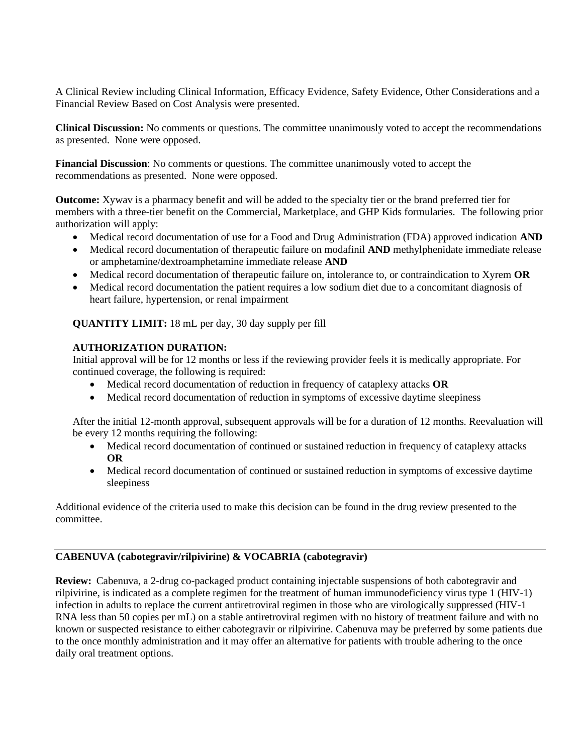A Clinical Review including Clinical Information, Efficacy Evidence, Safety Evidence, Other Considerations and a Financial Review Based on Cost Analysis were presented.

**Clinical Discussion:** No comments or questions. The committee unanimously voted to accept the recommendations as presented. None were opposed.

**Financial Discussion**: No comments or questions. The committee unanimously voted to accept the recommendations as presented. None were opposed.

**Outcome:** Xywav is a pharmacy benefit and will be added to the specialty tier or the brand preferred tier for members with a three-tier benefit on the Commercial, Marketplace, and GHP Kids formularies. The following prior authorization will apply:

- Medical record documentation of use for a Food and Drug Administration (FDA) approved indication **AND**
- Medical record documentation of therapeutic failure on modafinil **AND** methylphenidate immediate release or amphetamine/dextroamphetamine immediate release **AND**
- Medical record documentation of therapeutic failure on, intolerance to, or contraindication to Xyrem **OR**
- Medical record documentation the patient requires a low sodium diet due to a concomitant diagnosis of heart failure, hypertension, or renal impairment

**QUANTITY LIMIT:** 18 mL per day, 30 day supply per fill

**AUTHORIZATION DURATION:**
Initial approval will be for 12 months or less if the reviewing provider feels it is medically appropriate. For continued coverage, the following is required:

- Medical record documentation of reduction in frequency of cataplexy attacks **OR**
- Medical record documentation of reduction in symptoms of excessive daytime sleepiness

After the initial 12-month approval, subsequent approvals will be for a duration of 12 months. Reevaluation will be every 12 months requiring the following:

- Medical record documentation of continued or sustained reduction in frequency of cataplexy attacks **OR**
- Medical record documentation of continued or sustained reduction in symptoms of excessive daytime sleepiness

Additional evidence of the criteria used to make this decision can be found in the drug review presented to the committee.

---

**CABENUVA (cabotegravir/rilpivirine) & VOCABRIA (cabotegravir)**

**Review:** Cabenuva, a 2-drug co-packaged product containing injectable suspensions of both cabotegravir and rilpivirine, is indicated as a complete regimen for the treatment of human immunodeficiency virus type 1 (HIV-1) infection in adults to replace the current antiretroviral regimen in those who are virologically suppressed (HIV-1 RNA less than 50 copies per mL) on a stable antiretroviral regimen with no history of treatment failure and with no known or suspected resistance to either cabotegravir or rilpivirine. Cabenuva may be preferred by some patients due to the once monthly administration and it may offer an alternative for patients with trouble adhering to the once daily oral treatment options.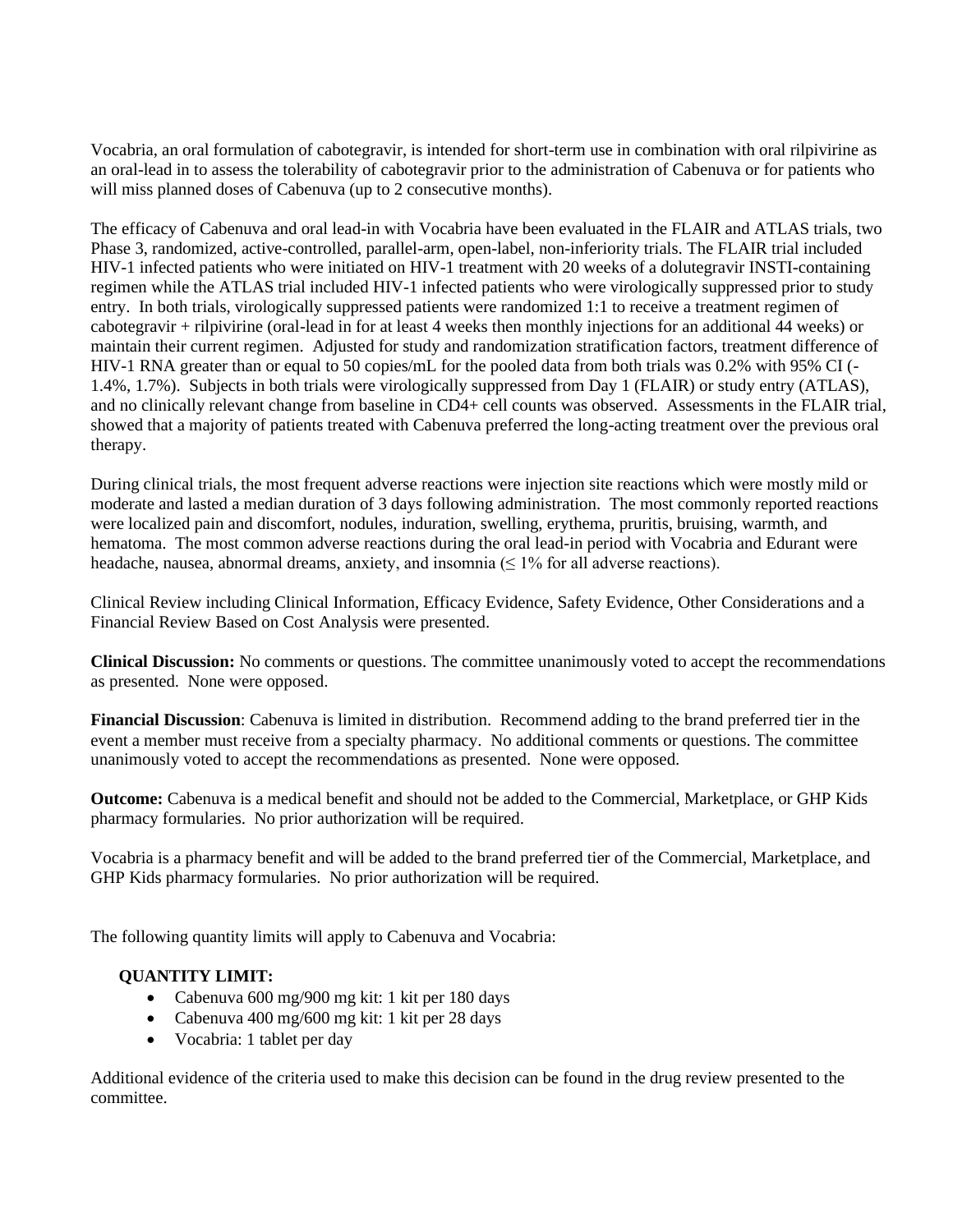Vocabria, an oral formulation of cabotegravir, is intended for short-term use in combination with oral rilpivirine as an oral-lead in to assess the tolerability of cabotegravir prior to the administration of Cabenuva or for patients who will miss planned doses of Cabenuva (up to 2 consecutive months).

The efficacy of Cabenuva and oral lead-in with Vocabria have been evaluated in the FLAIR and ATLAS trials, two Phase 3, randomized, active-controlled, parallel-arm, open-label, non-inferiority trials. The FLAIR trial included HIV-1 infected patients who were initiated on HIV-1 treatment with 20 weeks of a dolutegravir INSTI-containing regimen while the ATLAS trial included HIV-1 infected patients who were virologically suppressed prior to study entry. In both trials, virologically suppressed patients were randomized 1:1 to receive a treatment regimen of cabotegravir + rilpivirine (oral-lead in for at least 4 weeks then monthly injections for an additional 44 weeks) or maintain their current regimen. Adjusted for study and randomization stratification factors, treatment difference of HIV-1 RNA greater than or equal to 50 copies/mL for the pooled data from both trials was 0.2% with 95% CI (-1.4%, 1.7%). Subjects in both trials were virologically suppressed from Day 1 (FLAIR) or study entry (ATLAS), and no clinically relevant change from baseline in CD4+ cell counts was observed. Assessments in the FLAIR trial, showed that a majority of patients treated with Cabenuva preferred the long-acting treatment over the previous oral therapy.

During clinical trials, the most frequent adverse reactions were injection site reactions which were mostly mild or moderate and lasted a median duration of 3 days following administration. The most commonly reported reactions were localized pain and discomfort, nodules, induration, swelling, erythema, pruritis, bruising, warmth, and hematoma. The most common adverse reactions during the oral lead-in period with Vocabria and Edurant were headache, nausea, abnormal dreams, anxiety, and insomnia (≤ 1% for all adverse reactions).

Clinical Review including Clinical Information, Efficacy Evidence, Safety Evidence, Other Considerations and a Financial Review Based on Cost Analysis were presented.

**Clinical Discussion:** No comments or questions. The committee unanimously voted to accept the recommendations as presented. None were opposed.

**Financial Discussion**: Cabenuva is limited in distribution. Recommend adding to the brand preferred tier in the event a member must receive from a specialty pharmacy. No additional comments or questions. The committee unanimously voted to accept the recommendations as presented. None were opposed.

**Outcome:** Cabenuva is a medical benefit and should not be added to the Commercial, Marketplace, or GHP Kids pharmacy formularies. No prior authorization will be required.

Vocabria is a pharmacy benefit and will be added to the brand preferred tier of the Commercial, Marketplace, and GHP Kids pharmacy formularies. No prior authorization will be required.

The following quantity limits will apply to Cabenuva and Vocabria:

**QUANTITY LIMIT:**

- Cabenuva 600 mg/900 mg kit: 1 kit per 180 days
- Cabenuva 400 mg/600 mg kit: 1 kit per 28 days
- Vocabria: 1 tablet per day

Additional evidence of the criteria used to make this decision can be found in the drug review presented to the committee.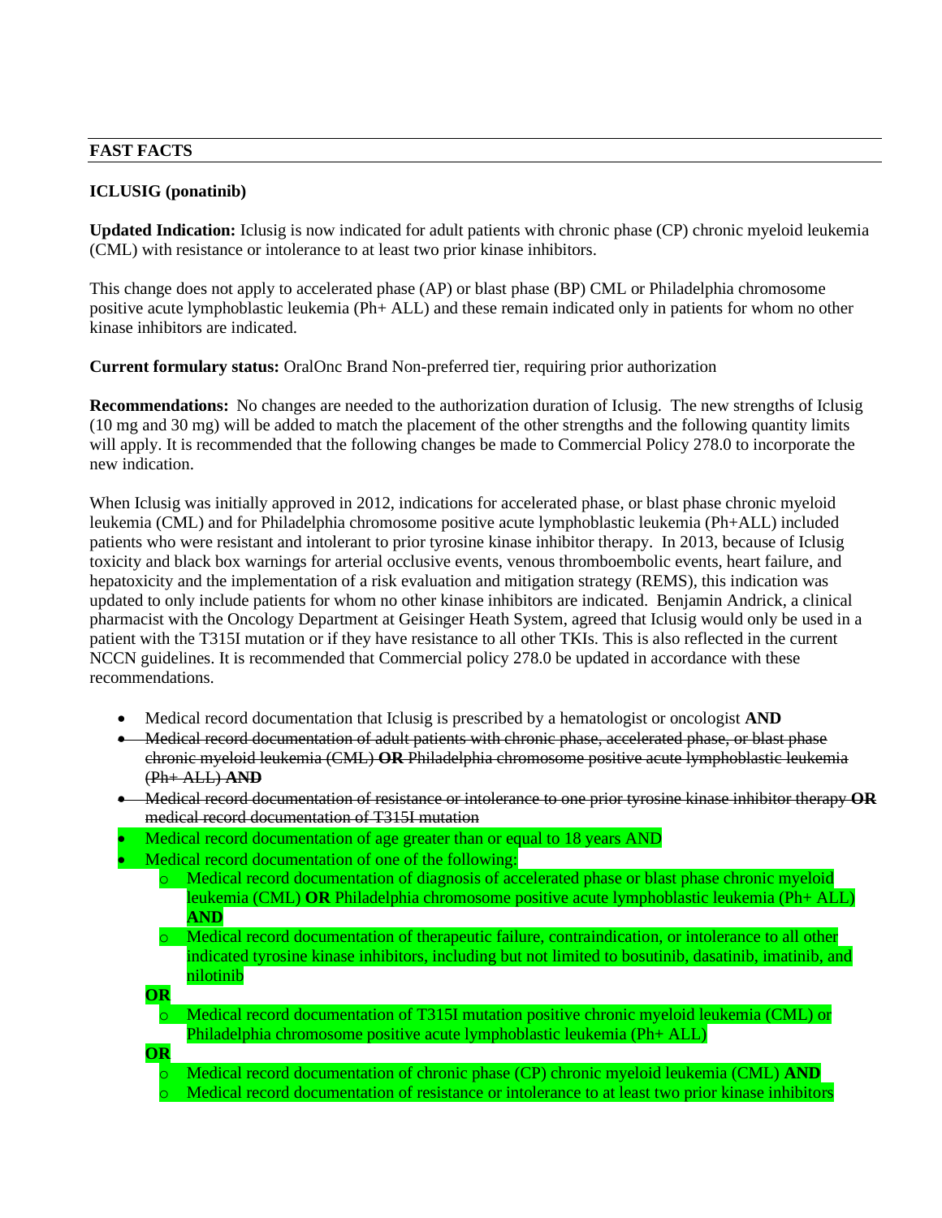## FAST FACTS

**ICLUSIG (ponatinib)**

**Updated Indication:** Iclusig is now indicated for adult patients with chronic phase (CP) chronic myeloid leukemia (CML) with resistance or intolerance to at least two prior kinase inhibitors.

This change does not apply to accelerated phase (AP) or blast phase (BP) CML or Philadelphia chromosome positive acute lymphoblastic leukemia (Ph+ ALL) and these remain indicated only in patients for whom no other kinase inhibitors are indicated.

**Current formulary status:** OralOnc Brand Non-preferred tier, requiring prior authorization

**Recommendations:** No changes are needed to the authorization duration of Iclusig. The new strengths of Iclusig (10 mg and 30 mg) will be added to match the placement of the other strengths and the following quantity limits will apply. It is recommended that the following changes be made to Commercial Policy 278.0 to incorporate the new indication.

When Iclusig was initially approved in 2012, indications for accelerated phase, or blast phase chronic myeloid leukemia (CML) and for Philadelphia chromosome positive acute lymphoblastic leukemia (Ph+ALL) included patients who were resistant and intolerant to prior tyrosine kinase inhibitor therapy. In 2013, because of Iclusig toxicity and black box warnings for arterial occlusive events, venous thromboembolic events, heart failure, and hepatoxicity and the implementation of a risk evaluation and mitigation strategy (REMS), this indication was updated to only include patients for whom no other kinase inhibitors are indicated. Benjamin Andrick, a clinical pharmacist with the Oncology Department at Geisinger Heath System, agreed that Iclusig would only be used in a patient with the T315I mutation or if they have resistance to all other TKIs. This is also reflected in the current NCCN guidelines. It is recommended that Commercial policy 278.0 be updated in accordance with these recommendations.

- Medical record documentation that Iclusig is prescribed by a hematologist or oncologist **AND**
- ~~Medical record documentation of adult patients with chronic phase, accelerated phase, or blast phase chronic myeloid leukemia (CML) **OR** Philadelphia chromosome positive acute lymphoblastic leukemia (Ph+ ALL) **AND**~~
- ~~Medical record documentation of resistance or intolerance to one prior tyrosine kinase inhibitor therapy **OR** medical record documentation of T315I mutation~~
- Medical record documentation of age greater than or equal to 18 years AND
- Medical record documentation of one of the following:
  - Medical record documentation of diagnosis of accelerated phase or blast phase chronic myeloid leukemia (CML) **OR** Philadelphia chromosome positive acute lymphoblastic leukemia (Ph+ ALL) **AND**
  - Medical record documentation of therapeutic failure, contraindication, or intolerance to all other indicated tyrosine kinase inhibitors, including but not limited to bosutinib, dasatinib, imatinib, and nilotinib

  **OR**

  - Medical record documentation of T315I mutation positive chronic myeloid leukemia (CML) or Philadelphia chromosome positive acute lymphoblastic leukemia (Ph+ ALL)

  **OR**

  - Medical record documentation of chronic phase (CP) chronic myeloid leukemia (CML) **AND**
  - Medical record documentation of resistance or intolerance to at least two prior kinase inhibitors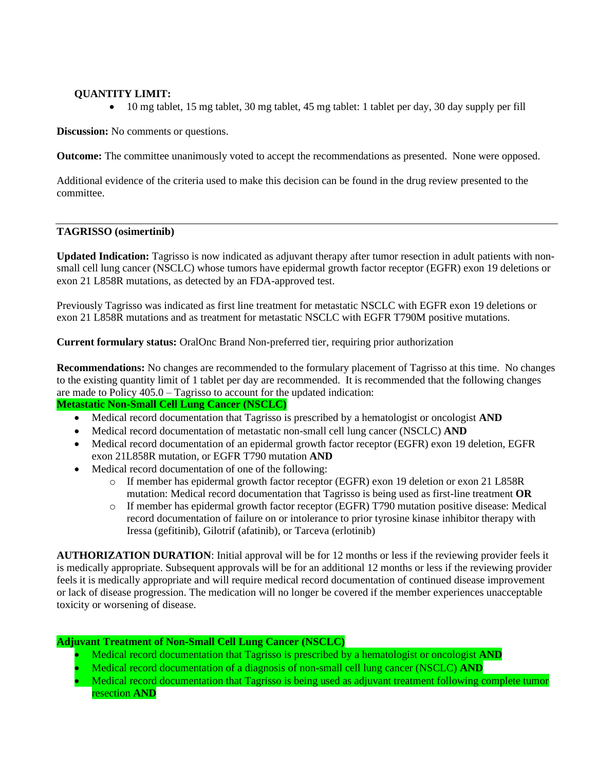**QUANTITY LIMIT:**

- 10 mg tablet, 15 mg tablet, 30 mg tablet, 45 mg tablet: 1 tablet per day, 30 day supply per fill

**Discussion:** No comments or questions.

**Outcome:** The committee unanimously voted to accept the recommendations as presented. None were opposed.

Additional evidence of the criteria used to make this decision can be found in the drug review presented to the committee.

---

**TAGRISSO (osimertinib)**

**Updated Indication:** Tagrisso is now indicated as adjuvant therapy after tumor resection in adult patients with non-small cell lung cancer (NSCLC) whose tumors have epidermal growth factor receptor (EGFR) exon 19 deletions or exon 21 L858R mutations, as detected by an FDA-approved test.

Previously Tagrisso was indicated as first line treatment for metastatic NSCLC with EGFR exon 19 deletions or exon 21 L858R mutations and as treatment for metastatic NSCLC with EGFR T790M positive mutations.

**Current formulary status:** OralOnc Brand Non-preferred tier, requiring prior authorization

**Recommendations:** No changes are recommended to the formulary placement of Tagrisso at this time. No changes to the existing quantity limit of 1 tablet per day are recommended. It is recommended that the following changes are made to Policy 405.0 – Tagrisso to account for the updated indication:

**Metastatic Non-Small Cell Lung Cancer (NSCLC)**

- Medical record documentation that Tagrisso is prescribed by a hematologist or oncologist **AND**
- Medical record documentation of metastatic non-small cell lung cancer (NSCLC) **AND**
- Medical record documentation of an epidermal growth factor receptor (EGFR) exon 19 deletion, EGFR exon 21L858R mutation, or EGFR T790 mutation **AND**
- Medical record documentation of one of the following:
  - If member has epidermal growth factor receptor (EGFR) exon 19 deletion or exon 21 L858R mutation: Medical record documentation that Tagrisso is being used as first-line treatment **OR**
  - If member has epidermal growth factor receptor (EGFR) T790 mutation positive disease: Medical record documentation of failure on or intolerance to prior tyrosine kinase inhibitor therapy with Iressa (gefitinib), Gilotrif (afatinib), or Tarceva (erlotinib)

**AUTHORIZATION DURATION**: Initial approval will be for 12 months or less if the reviewing provider feels it is medically appropriate. Subsequent approvals will be for an additional 12 months or less if the reviewing provider feels it is medically appropriate and will require medical record documentation of continued disease improvement or lack of disease progression. The medication will no longer be covered if the member experiences unacceptable toxicity or worsening of disease.

**Adjuvant Treatment of Non-Small Cell Lung Cancer (NSCLC)**

- Medical record documentation that Tagrisso is prescribed by a hematologist or oncologist **AND**
- Medical record documentation of a diagnosis of non-small cell lung cancer (NSCLC) **AND**
- Medical record documentation that Tagrisso is being used as adjuvant treatment following complete tumor resection **AND**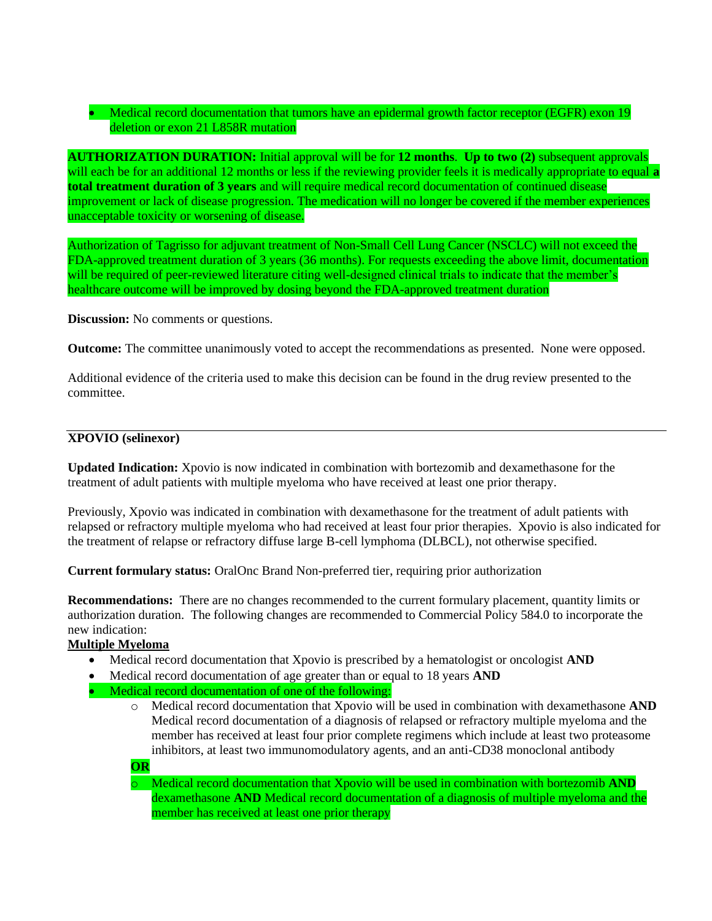- Medical record documentation that tumors have an epidermal growth factor receptor (EGFR) exon 19 deletion or exon 21 L858R mutation

**AUTHORIZATION DURATION:** Initial approval will be for **12 months**. **Up to two (2)** subsequent approvals will each be for an additional 12 months or less if the reviewing provider feels it is medically appropriate to equal **a total treatment duration of 3 years** and will require medical record documentation of continued disease improvement or lack of disease progression. The medication will no longer be covered if the member experiences unacceptable toxicity or worsening of disease.

Authorization of Tagrisso for adjuvant treatment of Non-Small Cell Lung Cancer (NSCLC) will not exceed the FDA-approved treatment duration of 3 years (36 months). For requests exceeding the above limit, documentation will be required of peer-reviewed literature citing well-designed clinical trials to indicate that the member's healthcare outcome will be improved by dosing beyond the FDA-approved treatment duration

**Discussion:** No comments or questions.

**Outcome:** The committee unanimously voted to accept the recommendations as presented. None were opposed.

Additional evidence of the criteria used to make this decision can be found in the drug review presented to the committee.

---

**XPOVIO (selinexor)**

**Updated Indication:** Xpovio is now indicated in combination with bortezomib and dexamethasone for the treatment of adult patients with multiple myeloma who have received at least one prior therapy.

Previously, Xpovio was indicated in combination with dexamethasone for the treatment of adult patients with relapsed or refractory multiple myeloma who had received at least four prior therapies. Xpovio is also indicated for the treatment of relapse or refractory diffuse large B-cell lymphoma (DLBCL), not otherwise specified.

**Current formulary status:** OralOnc Brand Non-preferred tier, requiring prior authorization

**Recommendations:** There are no changes recommended to the current formulary placement, quantity limits or authorization duration. The following changes are recommended to Commercial Policy 584.0 to incorporate the new indication:

**<u>Multiple Myeloma</u>**

- Medical record documentation that Xpovio is prescribed by a hematologist or oncologist **AND**
- Medical record documentation of age greater than or equal to 18 years **AND**
- Medical record documentation of one of the following:
  - Medical record documentation that Xpovio will be used in combination with dexamethasone **AND** Medical record documentation of a diagnosis of relapsed or refractory multiple myeloma and the member has received at least four prior complete regimens which include at least two proteasome inhibitors, at least two immunomodulatory agents, and an anti-CD38 monoclonal antibody

  **OR**

  - Medical record documentation that Xpovio will be used in combination with bortezomib **AND** dexamethasone **AND** Medical record documentation of a diagnosis of multiple myeloma and the member has received at least one prior therapy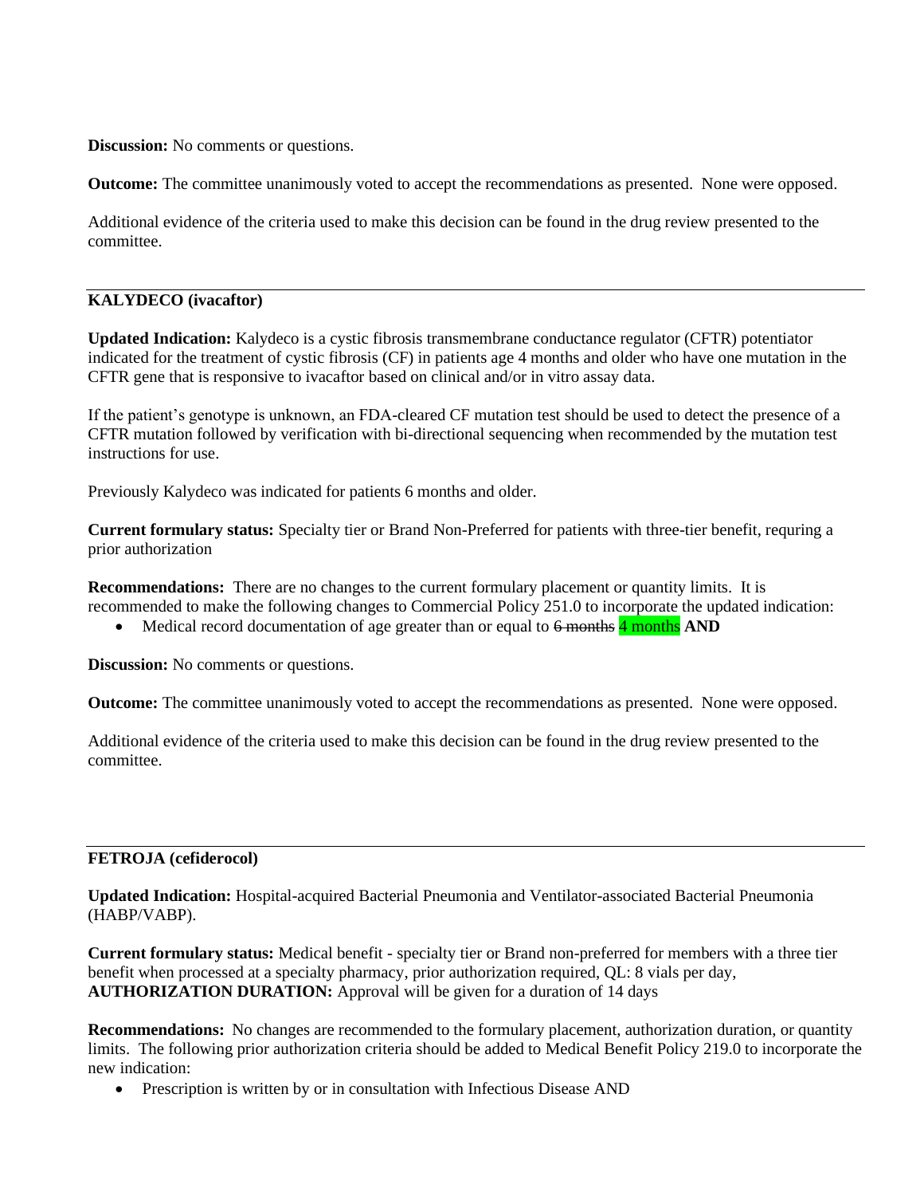**Discussion:** No comments or questions.

**Outcome:** The committee unanimously voted to accept the recommendations as presented. None were opposed.

Additional evidence of the criteria used to make this decision can be found in the drug review presented to the committee.

---

**KALYDECO (ivacaftor)**

**Updated Indication:** Kalydeco is a cystic fibrosis transmembrane conductance regulator (CFTR) potentiator indicated for the treatment of cystic fibrosis (CF) in patients age 4 months and older who have one mutation in the CFTR gene that is responsive to ivacaftor based on clinical and/or in vitro assay data.

If the patient's genotype is unknown, an FDA-cleared CF mutation test should be used to detect the presence of a CFTR mutation followed by verification with bi-directional sequencing when recommended by the mutation test instructions for use.

Previously Kalydeco was indicated for patients 6 months and older.

**Current formulary status:** Specialty tier or Brand Non-Preferred for patients with three-tier benefit, requring a prior authorization

**Recommendations:** There are no changes to the current formulary placement or quantity limits. It is recommended to make the following changes to Commercial Policy 251.0 to incorporate the updated indication:

- Medical record documentation of age greater than or equal to ~~6 months~~ 4 months **AND**

**Discussion:** No comments or questions.

**Outcome:** The committee unanimously voted to accept the recommendations as presented. None were opposed.

Additional evidence of the criteria used to make this decision can be found in the drug review presented to the committee.

---

**FETROJA (cefiderocol)**

**Updated Indication:** Hospital-acquired Bacterial Pneumonia and Ventilator-associated Bacterial Pneumonia (HABP/VABP).

**Current formulary status:** Medical benefit - specialty tier or Brand non-preferred for members with a three tier benefit when processed at a specialty pharmacy, prior authorization required, QL: 8 vials per day,
**AUTHORIZATION DURATION:** Approval will be given for a duration of 14 days

**Recommendations:** No changes are recommended to the formulary placement, authorization duration, or quantity limits. The following prior authorization criteria should be added to Medical Benefit Policy 219.0 to incorporate the new indication:

- Prescription is written by or in consultation with Infectious Disease AND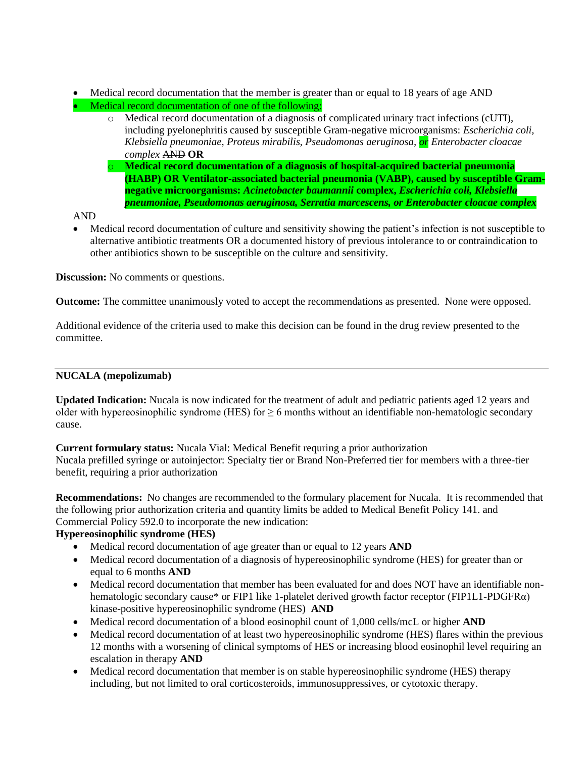- Medical record documentation that the member is greater than or equal to 18 years of age AND
- Medical record documentation of one of the following:
    - Medical record documentation of a diagnosis of complicated urinary tract infections (cUTI), including pyelonephritis caused by susceptible Gram-negative microorganisms: *Escherichia coli, Klebsiella pneumoniae, Proteus mirabilis, Pseudomonas aeruginosa, or Enterobacter cloacae complex* ~~AND~~ **OR**
    - **Medical record documentation of a diagnosis of hospital-acquired bacterial pneumonia (HABP) OR Ventilator-associated bacterial pneumonia (VABP), caused by susceptible Gram-negative microorganisms: *Acinetobacter baumannii* complex, *Escherichia coli, Klebsiella pneumoniae, Pseudomonas aeruginosa, Serratia marcescens, or Enterobacter cloacae complex***

AND

- Medical record documentation of culture and sensitivity showing the patient's infection is not susceptible to alternative antibiotic treatments OR a documented history of previous intolerance to or contraindication to other antibiotics shown to be susceptible on the culture and sensitivity.

**Discussion:** No comments or questions.

**Outcome:** The committee unanimously voted to accept the recommendations as presented. None were opposed.

Additional evidence of the criteria used to make this decision can be found in the drug review presented to the committee.

---

**NUCALA (mepolizumab)**

**Updated Indication:** Nucala is now indicated for the treatment of adult and pediatric patients aged 12 years and older with hypereosinophilic syndrome (HES) for ≥ 6 months without an identifiable non-hematologic secondary cause.

**Current formulary status:** Nucala Vial: Medical Benefit requring a prior authorization
Nucala prefilled syringe or autoinjector: Specialty tier or Brand Non-Preferred tier for members with a three-tier benefit, requiring a prior authorization

**Recommendations:** No changes are recommended to the formulary placement for Nucala. It is recommended that the following prior authorization criteria and quantity limits be added to Medical Benefit Policy 141. and Commercial Policy 592.0 to incorporate the new indication:

**Hypereosinophilic syndrome (HES)**

- Medical record documentation of age greater than or equal to 12 years **AND**
- Medical record documentation of a diagnosis of hypereosinophilic syndrome (HES) for greater than or equal to 6 months **AND**
- Medical record documentation that member has been evaluated for and does NOT have an identifiable non-hematologic secondary cause* or FIP1 like 1-platelet derived growth factor receptor (FIP1L1-PDGFRα) kinase-positive hypereosinophilic syndrome (HES) **AND**
- Medical record documentation of a blood eosinophil count of 1,000 cells/mcL or higher **AND**
- Medical record documentation of at least two hypereosinophilic syndrome (HES) flares within the previous 12 months with a worsening of clinical symptoms of HES or increasing blood eosinophil level requiring an escalation in therapy **AND**
- Medical record documentation that member is on stable hypereosinophilic syndrome (HES) therapy including, but not limited to oral corticosteroids, immunosuppressives, or cytotoxic therapy.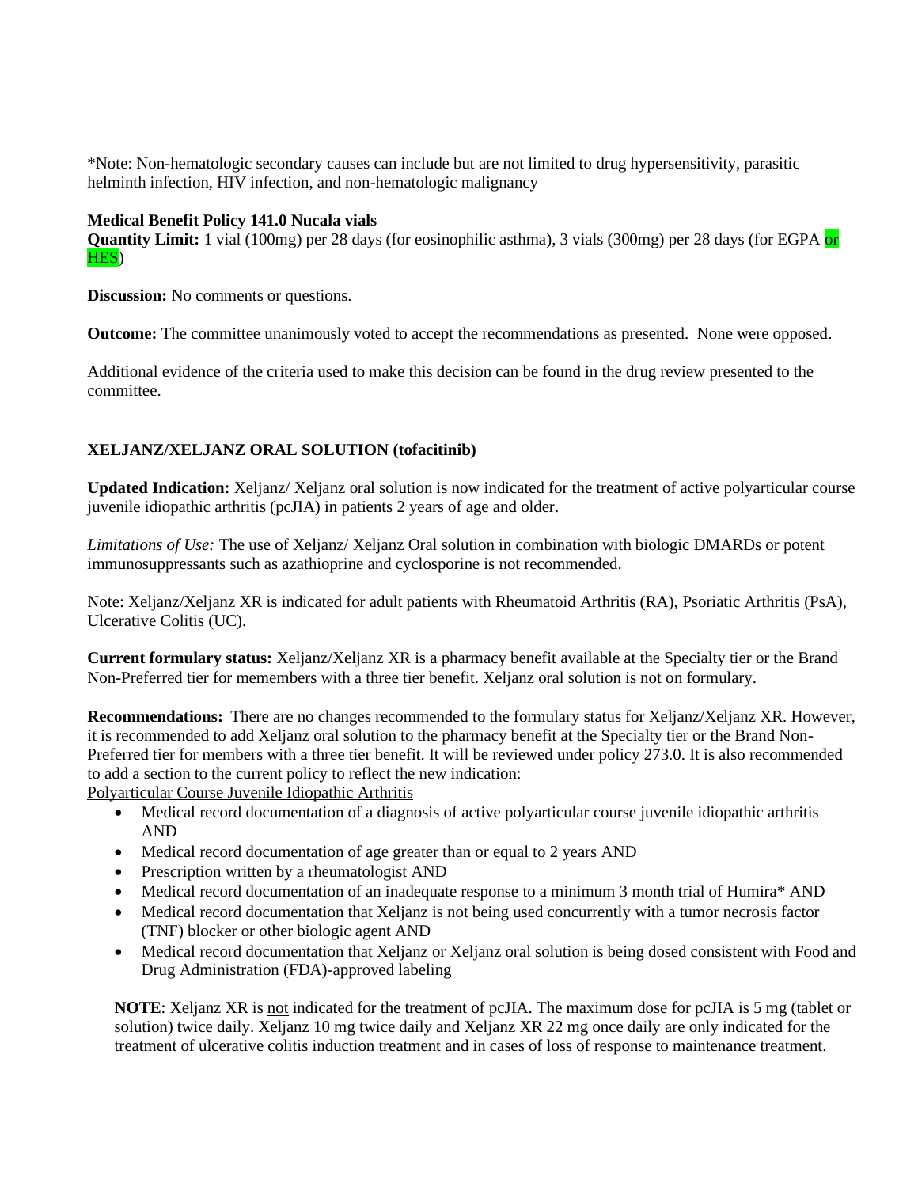*Note: Non-hematologic secondary causes can include but are not limited to drug hypersensitivity, parasitic helminth infection, HIV infection, and non-hematologic malignancy

**Medical Benefit Policy 141.0 Nucala vials**
**Quantity Limit:** 1 vial (100mg) per 28 days (for eosinophilic asthma), 3 vials (300mg) per 28 days (for EGPA or HES)

**Discussion:** No comments or questions.

**Outcome:** The committee unanimously voted to accept the recommendations as presented. None were opposed.

Additional evidence of the criteria used to make this decision can be found in the drug review presented to the committee.

---

**XELJANZ/XELJANZ ORAL SOLUTION (tofacitinib)**

**Updated Indication:** Xeljanz/ Xeljanz oral solution is now indicated for the treatment of active polyarticular course juvenile idiopathic arthritis (pcJIA) in patients 2 years of age and older.

*Limitations of Use:* The use of Xeljanz/ Xeljanz Oral solution in combination with biologic DMARDs or potent immunosuppressants such as azathioprine and cyclosporine is not recommended.

Note: Xeljanz/Xeljanz XR is indicated for adult patients with Rheumatoid Arthritis (RA), Psoriatic Arthritis (PsA), Ulcerative Colitis (UC).

**Current formulary status:** Xeljanz/Xeljanz XR is a pharmacy benefit available at the Specialty tier or the Brand Non-Preferred tier for memembers with a three tier benefit. Xeljanz oral solution is not on formulary.

**Recommendations:** There are no changes recommended to the formulary status for Xeljanz/Xeljanz XR. However, it is recommended to add Xeljanz oral solution to the pharmacy benefit at the Specialty tier or the Brand Non-Preferred tier for members with a three tier benefit. It will be reviewed under policy 273.0. It is also recommended to add a section to the current policy to reflect the new indication:
Polyarticular Course Juvenile Idiopathic Arthritis

- Medical record documentation of a diagnosis of active polyarticular course juvenile idiopathic arthritis AND
- Medical record documentation of age greater than or equal to 2 years AND
- Prescription written by a rheumatologist AND
- Medical record documentation of an inadequate response to a minimum 3 month trial of Humira* AND
- Medical record documentation that Xeljanz is not being used concurrently with a tumor necrosis factor (TNF) blocker or other biologic agent AND
- Medical record documentation that Xeljanz or Xeljanz oral solution is being dosed consistent with Food and Drug Administration (FDA)-approved labeling

**NOTE**: Xeljanz XR is not indicated for the treatment of pcJIA. The maximum dose for pcJIA is 5 mg (tablet or solution) twice daily. Xeljanz 10 mg twice daily and Xeljanz XR 22 mg once daily are only indicated for the treatment of ulcerative colitis induction treatment and in cases of loss of response to maintenance treatment.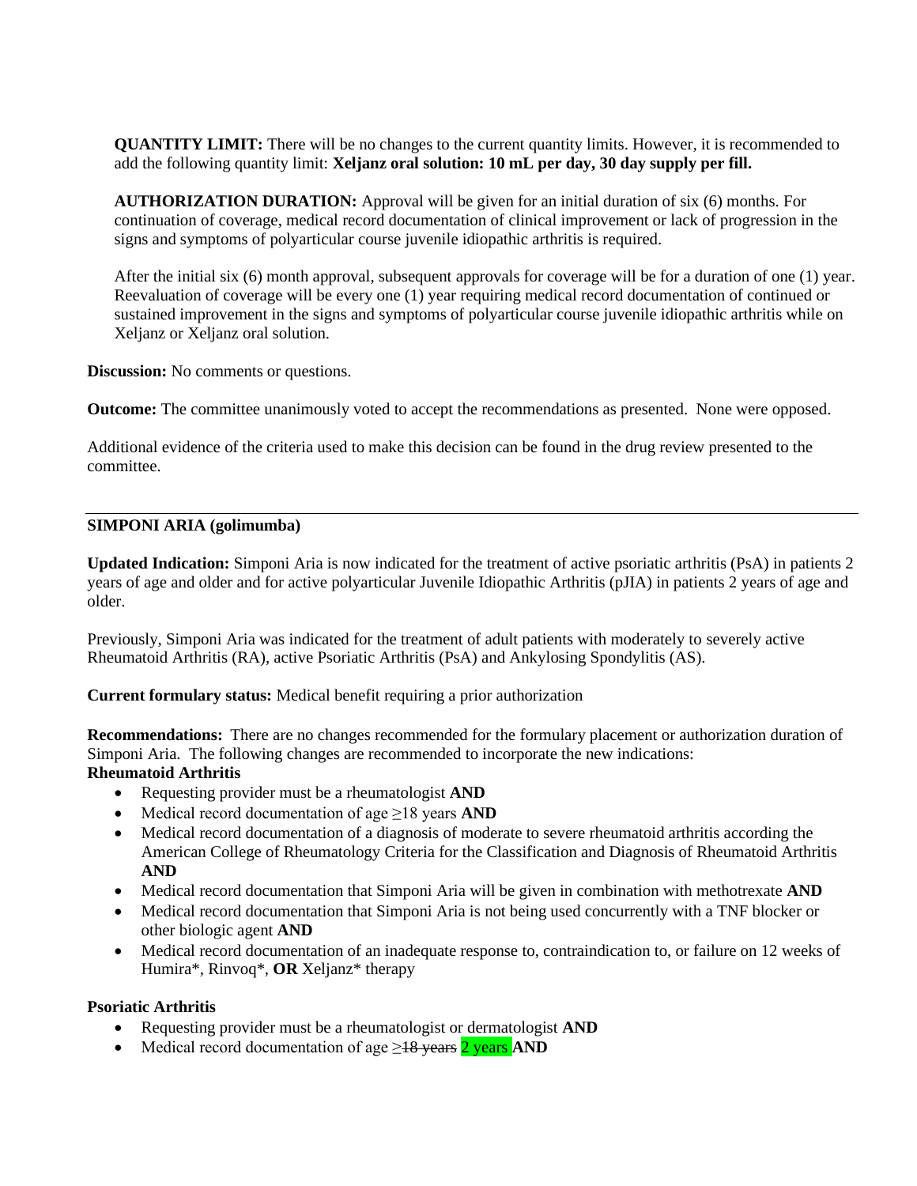**QUANTITY LIMIT:** There will be no changes to the current quantity limits. However, it is recommended to add the following quantity limit: **Xeljanz oral solution: 10 mL per day, 30 day supply per fill.**

**AUTHORIZATION DURATION:** Approval will be given for an initial duration of six (6) months. For continuation of coverage, medical record documentation of clinical improvement or lack of progression in the signs and symptoms of polyarticular course juvenile idiopathic arthritis is required.

After the initial six (6) month approval, subsequent approvals for coverage will be for a duration of one (1) year. Reevaluation of coverage will be every one (1) year requiring medical record documentation of continued or sustained improvement in the signs and symptoms of polyarticular course juvenile idiopathic arthritis while on Xeljanz or Xeljanz oral solution.

**Discussion:** No comments or questions.

**Outcome:** The committee unanimously voted to accept the recommendations as presented. None were opposed.

Additional evidence of the criteria used to make this decision can be found in the drug review presented to the committee.

---

**SIMPONI ARIA (golimumba)**

**Updated Indication:** Simponi Aria is now indicated for the treatment of active psoriatic arthritis (PsA) in patients 2 years of age and older and for active polyarticular Juvenile Idiopathic Arthritis (pJIA) in patients 2 years of age and older.

Previously, Simponi Aria was indicated for the treatment of adult patients with moderately to severely active Rheumatoid Arthritis (RA), active Psoriatic Arthritis (PsA) and Ankylosing Spondylitis (AS).

**Current formulary status:** Medical benefit requiring a prior authorization

**Recommendations:** There are no changes recommended for the formulary placement or authorization duration of Simponi Aria. The following changes are recommended to incorporate the new indications:

**Rheumatoid Arthritis**

- Requesting provider must be a rheumatologist **AND**
- Medical record documentation of age ≥18 years **AND**
- Medical record documentation of a diagnosis of moderate to severe rheumatoid arthritis according the American College of Rheumatology Criteria for the Classification and Diagnosis of Rheumatoid Arthritis **AND**
- Medical record documentation that Simponi Aria will be given in combination with methotrexate **AND**
- Medical record documentation that Simponi Aria is not being used concurrently with a TNF blocker or other biologic agent **AND**
- Medical record documentation of an inadequate response to, contraindication to, or failure on 12 weeks of Humira*, Rinvoq*, **OR** Xeljanz* therapy

**Psoriatic Arthritis**

- Requesting provider must be a rheumatologist or dermatologist **AND**
- Medical record documentation of age ≥~~18 years~~ 2 years **AND**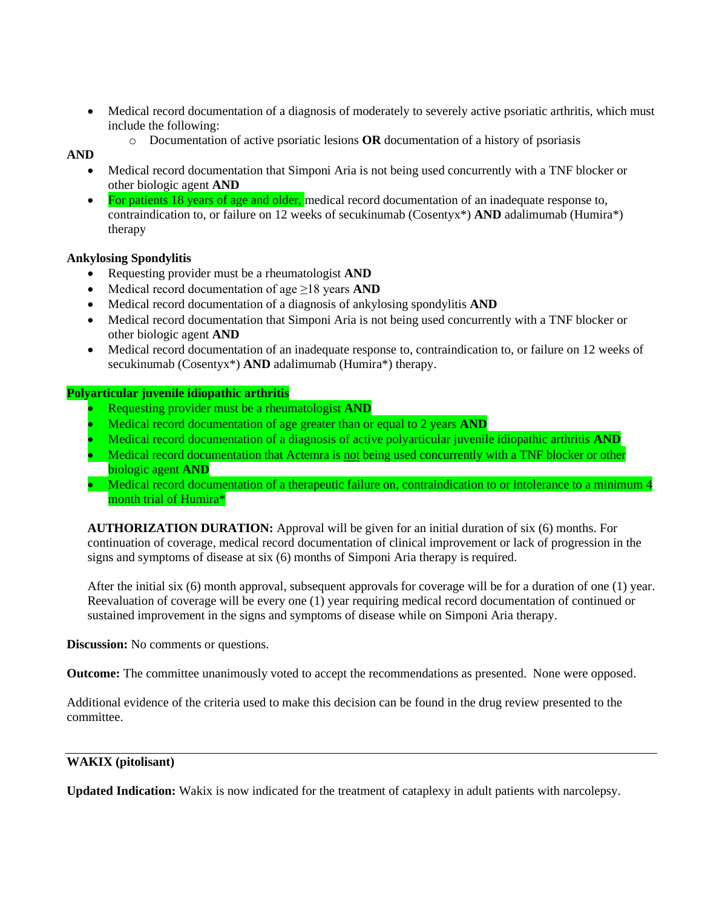- Medical record documentation of a diagnosis of moderately to severely active psoriatic arthritis, which must include the following:
    - Documentation of active psoriatic lesions **OR** documentation of a history of psoriasis

**AND**

- Medical record documentation that Simponi Aria is not being used concurrently with a TNF blocker or other biologic agent **AND**
- For patients 18 years of age and older, medical record documentation of an inadequate response to, contraindication to, or failure on 12 weeks of secukinumab (Cosentyx*) **AND** adalimumab (Humira*) therapy

**Ankylosing Spondylitis**

- Requesting provider must be a rheumatologist **AND**
- Medical record documentation of age ≥18 years **AND**
- Medical record documentation of a diagnosis of ankylosing spondylitis **AND**
- Medical record documentation that Simponi Aria is not being used concurrently with a TNF blocker or other biologic agent **AND**
- Medical record documentation of an inadequate response to, contraindication to, or failure on 12 weeks of secukinumab (Cosentyx*) **AND** adalimumab (Humira*) therapy.

**Polyarticular juvenile idiopathic arthritis**

- Requesting provider must be a rheumatologist **AND**
- Medical record documentation of age greater than or equal to 2 years **AND**
- Medical record documentation of a diagnosis of active polyarticular juvenile idiopathic arthritis **AND**
- Medical record documentation that Actemra is not being used concurrently with a TNF blocker or other biologic agent **AND**
- Medical record documentation of a therapeutic failure on, contraindication to or intolerance to a minimum 4 month trial of Humira*

**AUTHORIZATION DURATION:** Approval will be given for an initial duration of six (6) months. For continuation of coverage, medical record documentation of clinical improvement or lack of progression in the signs and symptoms of disease at six (6) months of Simponi Aria therapy is required.

After the initial six (6) month approval, subsequent approvals for coverage will be for a duration of one (1) year. Reevaluation of coverage will be every one (1) year requiring medical record documentation of continued or sustained improvement in the signs and symptoms of disease while on Simponi Aria therapy.

**Discussion:** No comments or questions.

**Outcome:** The committee unanimously voted to accept the recommendations as presented. None were opposed.

Additional evidence of the criteria used to make this decision can be found in the drug review presented to the committee.

---

**WAKIX (pitolisant)**

**Updated Indication:** Wakix is now indicated for the treatment of cataplexy in adult patients with narcolepsy.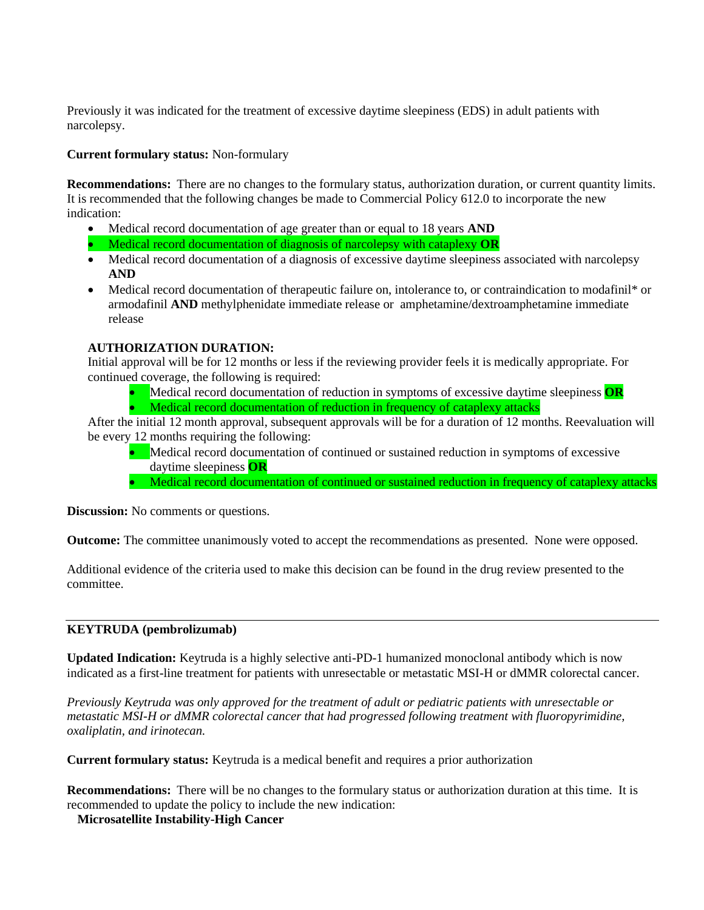Previously it was indicated for the treatment of excessive daytime sleepiness (EDS) in adult patients with narcolepsy.

**Current formulary status:** Non-formulary

**Recommendations:** There are no changes to the formulary status, authorization duration, or current quantity limits. It is recommended that the following changes be made to Commercial Policy 612.0 to incorporate the new indication:

- Medical record documentation of age greater than or equal to 18 years **AND**
- Medical record documentation of diagnosis of narcolepsy with cataplexy **OR**
- Medical record documentation of a diagnosis of excessive daytime sleepiness associated with narcolepsy **AND**
- Medical record documentation of therapeutic failure on, intolerance to, or contraindication to modafinil* or armodafinil **AND** methylphenidate immediate release or amphetamine/dextroamphetamine immediate release

**AUTHORIZATION DURATION:**
Initial approval will be for 12 months or less if the reviewing provider feels it is medically appropriate. For continued coverage, the following is required:

- Medical record documentation of reduction in symptoms of excessive daytime sleepiness **OR**
- Medical record documentation of reduction in frequency of cataplexy attacks

After the initial 12 month approval, subsequent approvals will be for a duration of 12 months. Reevaluation will be every 12 months requiring the following:

- Medical record documentation of continued or sustained reduction in symptoms of excessive daytime sleepiness **OR**
- Medical record documentation of continued or sustained reduction in frequency of cataplexy attacks

**Discussion:** No comments or questions.

**Outcome:** The committee unanimously voted to accept the recommendations as presented. None were opposed.

Additional evidence of the criteria used to make this decision can be found in the drug review presented to the committee.

---

**KEYTRUDA (pembrolizumab)**

**Updated Indication:** Keytruda is a highly selective anti-PD-1 humanized monoclonal antibody which is now indicated as a first-line treatment for patients with unresectable or metastatic MSI-H or dMMR colorectal cancer.

*Previously Keytruda was only approved for the treatment of adult or pediatric patients with unresectable or metastatic MSI-H or dMMR colorectal cancer that had progressed following treatment with fluoropyrimidine, oxaliplatin, and irinotecan.*

**Current formulary status:** Keytruda is a medical benefit and requires a prior authorization

**Recommendations:** There will be no changes to the formulary status or authorization duration at this time. It is recommended to update the policy to include the new indication:

**Microsatellite Instability-High Cancer**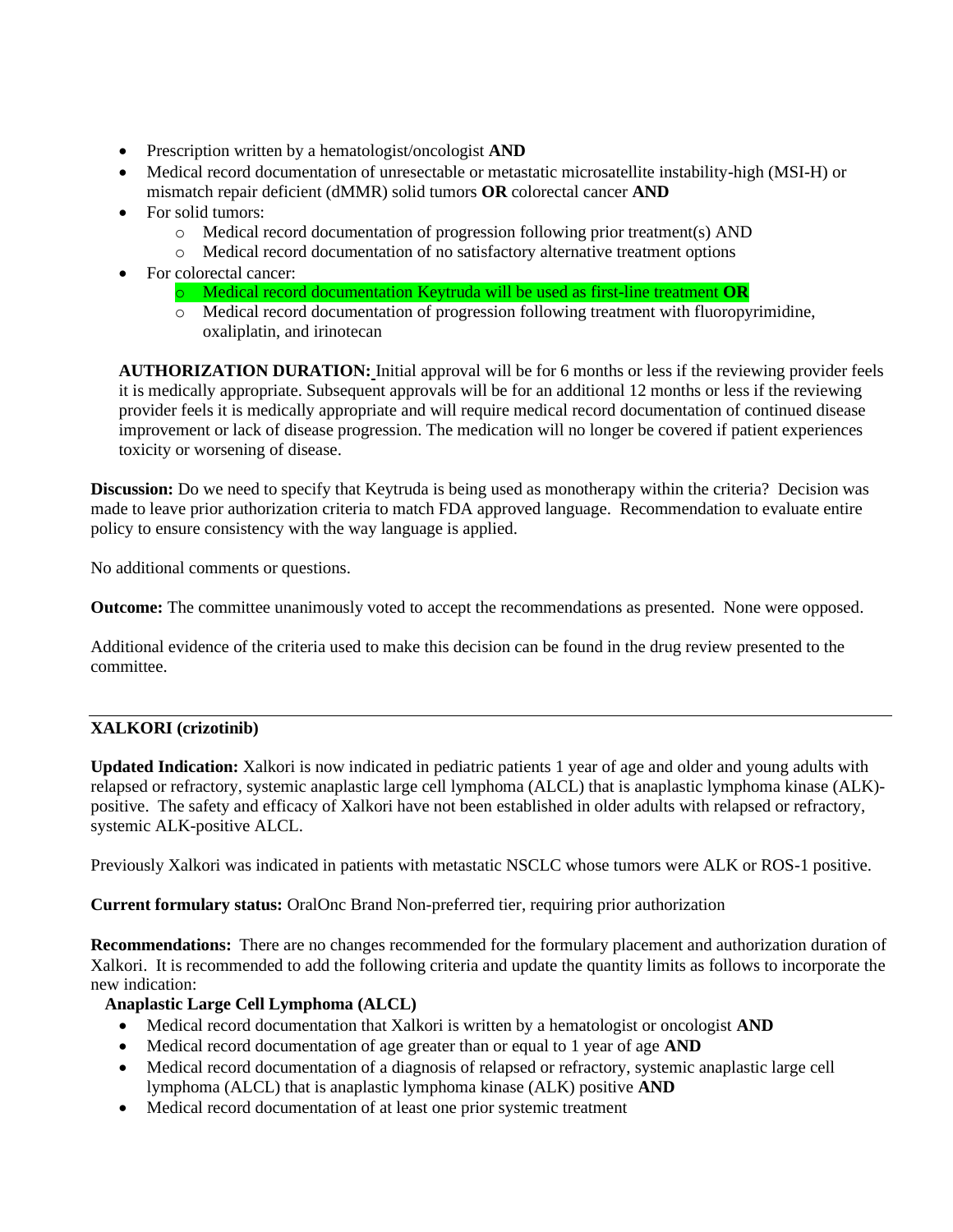- Prescription written by a hematologist/oncologist **AND**
- Medical record documentation of unresectable or metastatic microsatellite instability-high (MSI-H) or mismatch repair deficient (dMMR) solid tumors **OR** colorectal cancer **AND**
- For solid tumors:
  - Medical record documentation of progression following prior treatment(s) AND
  - Medical record documentation of no satisfactory alternative treatment options
- For colorectal cancer:
  - Medical record documentation Keytruda will be used as first-line treatment **OR**
  - Medical record documentation of progression following treatment with fluoropyrimidine, oxaliplatin, and irinotecan

**AUTHORIZATION DURATION:** Initial approval will be for 6 months or less if the reviewing provider feels it is medically appropriate. Subsequent approvals will be for an additional 12 months or less if the reviewing provider feels it is medically appropriate and will require medical record documentation of continued disease improvement or lack of disease progression. The medication will no longer be covered if patient experiences toxicity or worsening of disease.

**Discussion:** Do we need to specify that Keytruda is being used as monotherapy within the criteria? Decision was made to leave prior authorization criteria to match FDA approved language. Recommendation to evaluate entire policy to ensure consistency with the way language is applied.

No additional comments or questions.

**Outcome:** The committee unanimously voted to accept the recommendations as presented. None were opposed.

Additional evidence of the criteria used to make this decision can be found in the drug review presented to the committee.

---

**XALKORI (crizotinib)**

**Updated Indication:** Xalkori is now indicated in pediatric patients 1 year of age and older and young adults with relapsed or refractory, systemic anaplastic large cell lymphoma (ALCL) that is anaplastic lymphoma kinase (ALK)-positive. The safety and efficacy of Xalkori have not been established in older adults with relapsed or refractory, systemic ALK-positive ALCL.

Previously Xalkori was indicated in patients with metastatic NSCLC whose tumors were ALK or ROS-1 positive.

**Current formulary status:** OralOnc Brand Non-preferred tier, requiring prior authorization

**Recommendations:** There are no changes recommended for the formulary placement and authorization duration of Xalkori. It is recommended to add the following criteria and update the quantity limits as follows to incorporate the new indication:

**Anaplastic Large Cell Lymphoma (ALCL)**

- Medical record documentation that Xalkori is written by a hematologist or oncologist **AND**
- Medical record documentation of age greater than or equal to 1 year of age **AND**
- Medical record documentation of a diagnosis of relapsed or refractory, systemic anaplastic large cell lymphoma (ALCL) that is anaplastic lymphoma kinase (ALK) positive **AND**
- Medical record documentation of at least one prior systemic treatment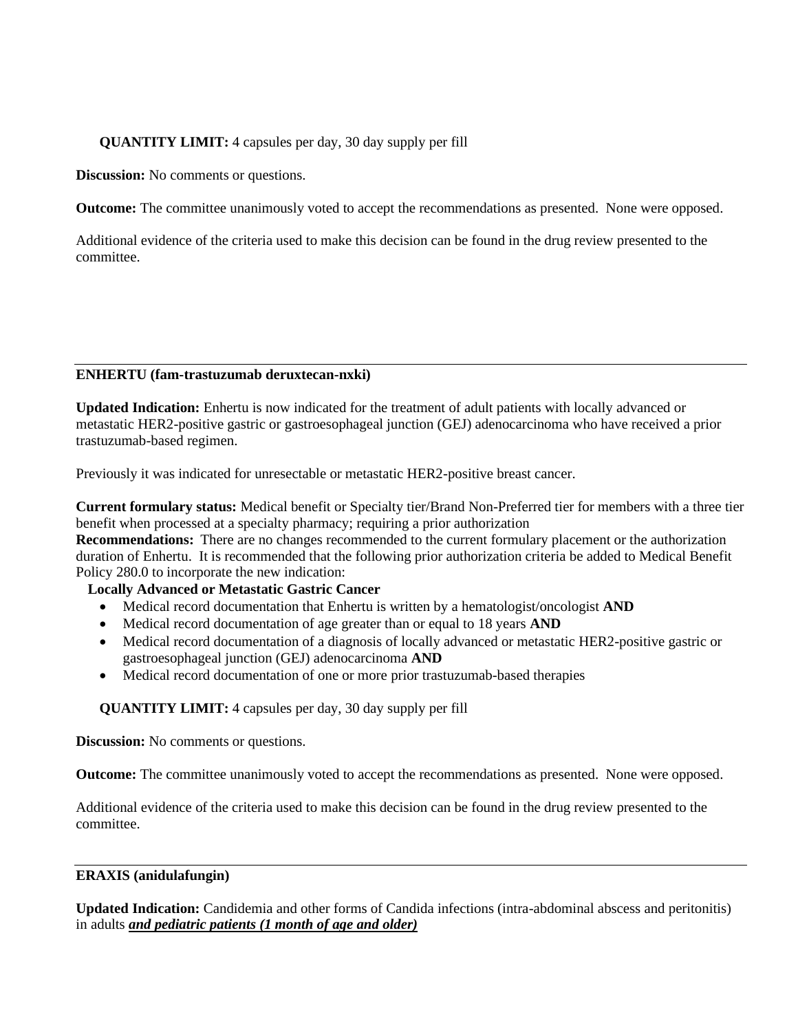**QUANTITY LIMIT:** 4 capsules per day, 30 day supply per fill

**Discussion:** No comments or questions.

**Outcome:** The committee unanimously voted to accept the recommendations as presented. None were opposed.

Additional evidence of the criteria used to make this decision can be found in the drug review presented to the committee.

---

**ENHERTU (fam-trastuzumab deruxtecan-nxki)**

**Updated Indication:** Enhertu is now indicated for the treatment of adult patients with locally advanced or metastatic HER2-positive gastric or gastroesophageal junction (GEJ) adenocarcinoma who have received a prior trastuzumab-based regimen.

Previously it was indicated for unresectable or metastatic HER2-positive breast cancer.

**Current formulary status:** Medical benefit or Specialty tier/Brand Non-Preferred tier for members with a three tier benefit when processed at a specialty pharmacy; requiring a prior authorization

**Recommendations:** There are no changes recommended to the current formulary placement or the authorization duration of Enhertu. It is recommended that the following prior authorization criteria be added to Medical Benefit Policy 280.0 to incorporate the new indication:

**Locally Advanced or Metastatic Gastric Cancer**

- Medical record documentation that Enhertu is written by a hematologist/oncologist **AND**
- Medical record documentation of age greater than or equal to 18 years **AND**
- Medical record documentation of a diagnosis of locally advanced or metastatic HER2-positive gastric or gastroesophageal junction (GEJ) adenocarcinoma **AND**
- Medical record documentation of one or more prior trastuzumab-based therapies

**QUANTITY LIMIT:** 4 capsules per day, 30 day supply per fill

**Discussion:** No comments or questions.

**Outcome:** The committee unanimously voted to accept the recommendations as presented. None were opposed.

Additional evidence of the criteria used to make this decision can be found in the drug review presented to the committee.

---

**ERAXIS (anidulafungin)**

**Updated Indication:** Candidemia and other forms of Candida infections (intra-abdominal abscess and peritonitis) in adults ***and pediatric patients (1 month of age and older)***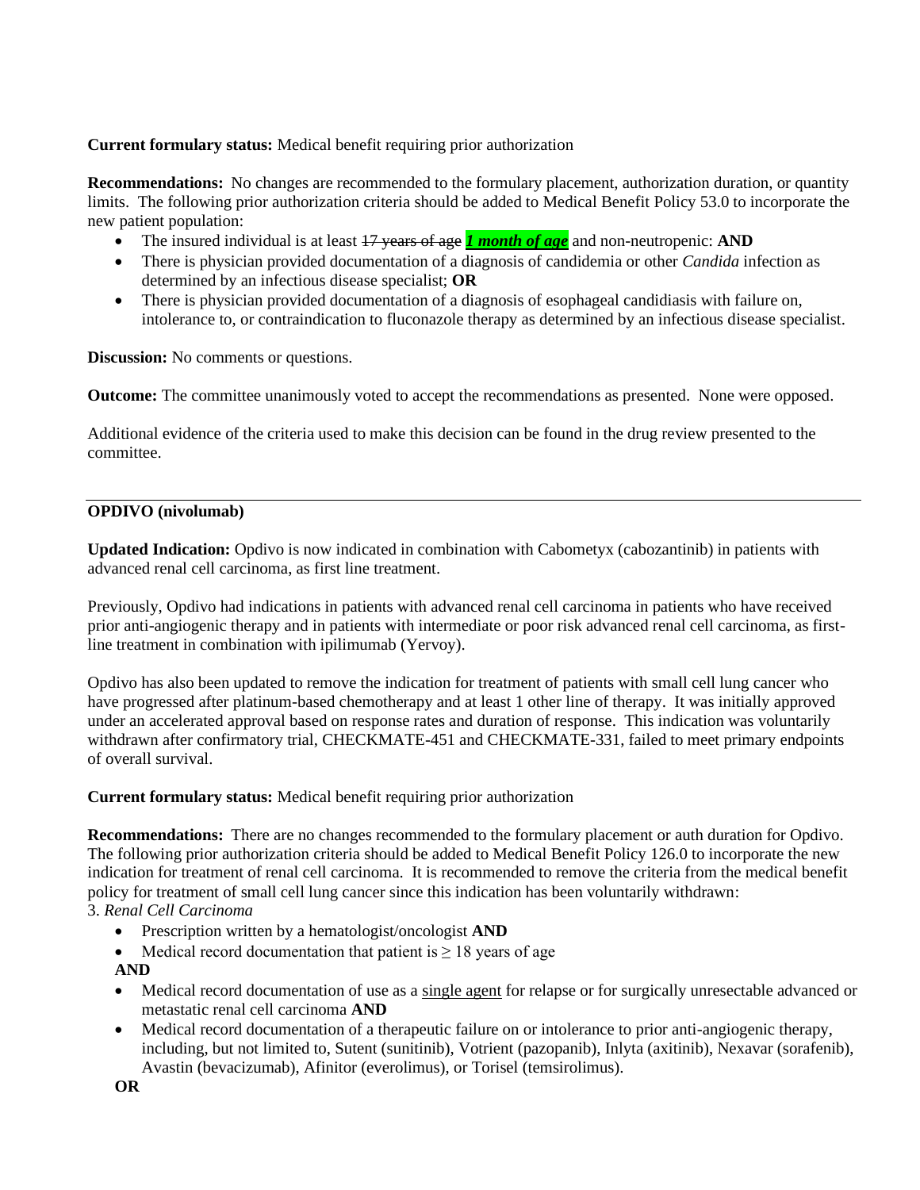**Current formulary status:** Medical benefit requiring prior authorization

**Recommendations:** No changes are recommended to the formulary placement, authorization duration, or quantity limits. The following prior authorization criteria should be added to Medical Benefit Policy 53.0 to incorporate the new patient population:

- The insured individual is at least ~~17 years of age~~ ***1 month of age*** and non-neutropenic: **AND**
- There is physician provided documentation of a diagnosis of candidemia or other *Candida* infection as determined by an infectious disease specialist; **OR**
- There is physician provided documentation of a diagnosis of esophageal candidiasis with failure on, intolerance to, or contraindication to fluconazole therapy as determined by an infectious disease specialist.

**Discussion:** No comments or questions.

**Outcome:** The committee unanimously voted to accept the recommendations as presented. None were opposed.

Additional evidence of the criteria used to make this decision can be found in the drug review presented to the committee.

---

**OPDIVO (nivolumab)**

**Updated Indication:** Opdivo is now indicated in combination with Cabometyx (cabozantinib) in patients with advanced renal cell carcinoma, as first line treatment.

Previously, Opdivo had indications in patients with advanced renal cell carcinoma in patients who have received prior anti-angiogenic therapy and in patients with intermediate or poor risk advanced renal cell carcinoma, as first-line treatment in combination with ipilimumab (Yervoy).

Opdivo has also been updated to remove the indication for treatment of patients with small cell lung cancer who have progressed after platinum-based chemotherapy and at least 1 other line of therapy. It was initially approved under an accelerated approval based on response rates and duration of response. This indication was voluntarily withdrawn after confirmatory trial, CHECKMATE-451 and CHECKMATE-331, failed to meet primary endpoints of overall survival.

**Current formulary status:** Medical benefit requiring prior authorization

**Recommendations:** There are no changes recommended to the formulary placement or auth duration for Opdivo. The following prior authorization criteria should be added to Medical Benefit Policy 126.0 to incorporate the new indication for treatment of renal cell carcinoma. It is recommended to remove the criteria from the medical benefit policy for treatment of small cell lung cancer since this indication has been voluntarily withdrawn:

3. *Renal Cell Carcinoma*

- Prescription written by a hematologist/oncologist **AND**
- Medical record documentation that patient is $\geq$ 18 years of age

**AND**

- Medical record documentation of use as a <u>single agent</u> for relapse or for surgically unresectable advanced or metastatic renal cell carcinoma **AND**
- Medical record documentation of a therapeutic failure on or intolerance to prior anti-angiogenic therapy, including, but not limited to, Sutent (sunitinib), Votrient (pazopanib), Inlyta (axitinib), Nexavar (sorafenib), Avastin (bevacizumab), Afinitor (everolimus), or Torisel (temsirolimus).

**OR**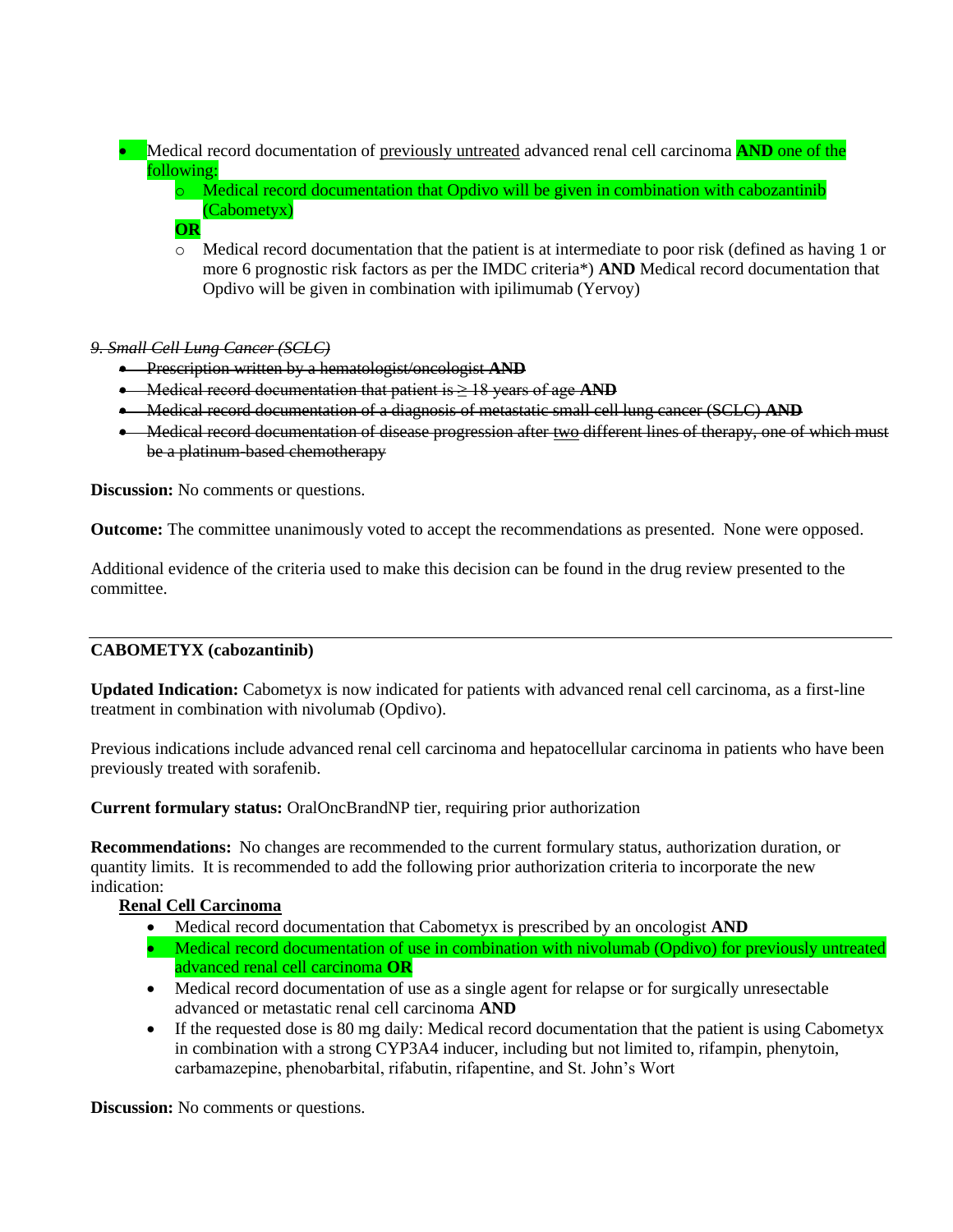- Medical record documentation of <u>previously untreated</u> advanced renal cell carcinoma **AND** one of the following:
  - Medical record documentation that Opdivo will be given in combination with cabozantinib (Cabometyx)

  **OR**

  - Medical record documentation that the patient is at intermediate to poor risk (defined as having 1 or more 6 prognostic risk factors as per the IMDC criteria*) **AND** Medical record documentation that Opdivo will be given in combination with ipilimumab (Yervoy)

~~*9. Small Cell Lung Cancer (SCLC)*~~

- ~~Prescription written by a hematologist/oncologist **AND**~~
- ~~Medical record documentation that patient is ≥ 18 years of age **AND**~~
- ~~Medical record documentation of a diagnosis of metastatic small cell lung cancer (SCLC) **AND**~~
- ~~Medical record documentation of disease progression after two different lines of therapy, one of which must be a platinum-based chemotherapy~~

**Discussion:** No comments or questions.

**Outcome:** The committee unanimously voted to accept the recommendations as presented. None were opposed.

Additional evidence of the criteria used to make this decision can be found in the drug review presented to the committee.

---

**CABOMETYX (cabozantinib)**

**Updated Indication:** Cabometyx is now indicated for patients with advanced renal cell carcinoma, as a first-line treatment in combination with nivolumab (Opdivo).

Previous indications include advanced renal cell carcinoma and hepatocellular carcinoma in patients who have been previously treated with sorafenib.

**Current formulary status:** OralOncBrandNP tier, requiring prior authorization

**Recommendations:** No changes are recommended to the current formulary status, authorization duration, or quantity limits. It is recommended to add the following prior authorization criteria to incorporate the new indication:

**<u>Renal Cell Carcinoma</u>**

- Medical record documentation that Cabometyx is prescribed by an oncologist **AND**
- Medical record documentation of use in combination with nivolumab (Opdivo) for previously untreated advanced renal cell carcinoma **OR**
- Medical record documentation of use as a single agent for relapse or for surgically unresectable advanced or metastatic renal cell carcinoma **AND**
- If the requested dose is 80 mg daily: Medical record documentation that the patient is using Cabometyx in combination with a strong CYP3A4 inducer, including but not limited to, rifampin, phenytoin, carbamazepine, phenobarbital, rifabutin, rifapentine, and St. John's Wort

**Discussion:** No comments or questions.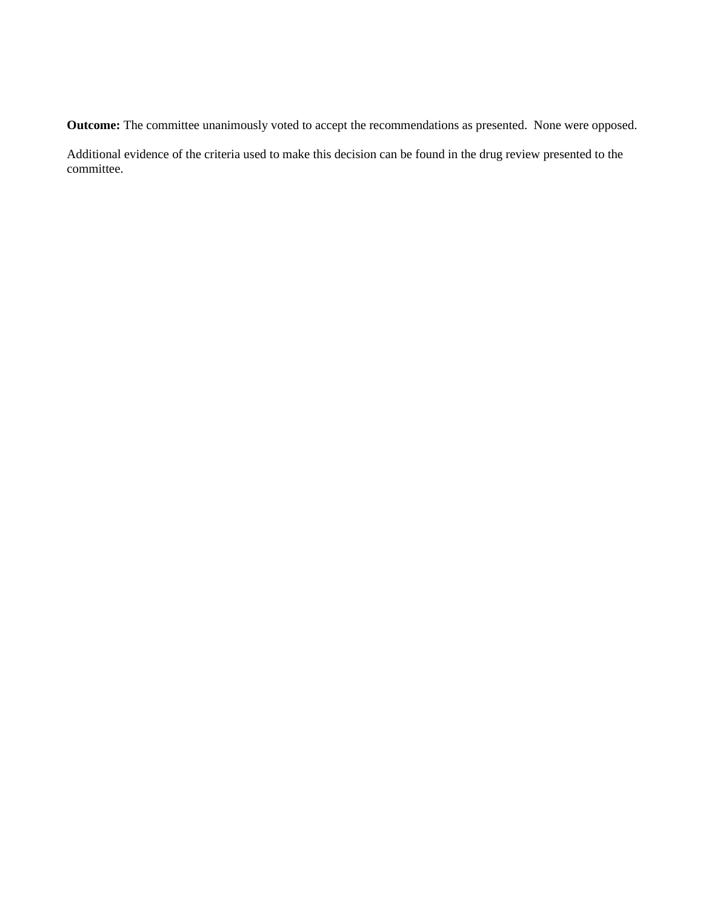**Outcome:** The committee unanimously voted to accept the recommendations as presented. None were opposed.

Additional evidence of the criteria used to make this decision can be found in the drug review presented to the committee.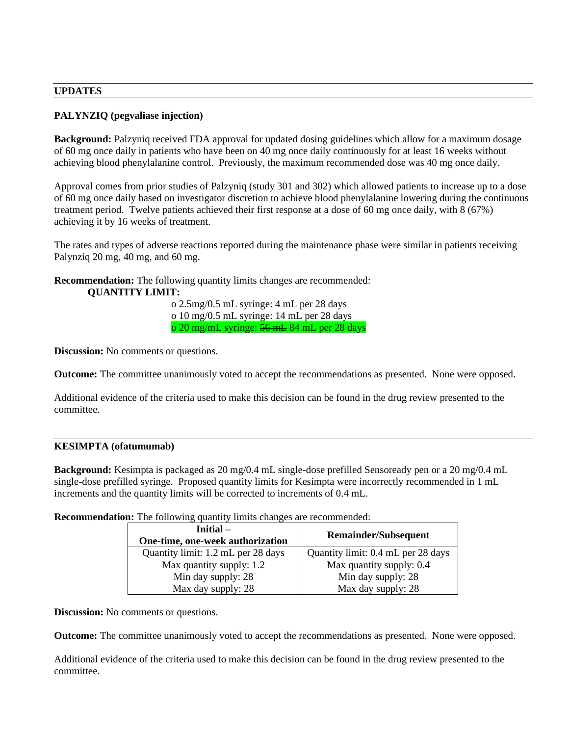## UPDATES

### PALYNZIQ (pegvaliase injection)

**Background:** Palzyniq received FDA approval for updated dosing guidelines which allow for a maximum dosage of 60 mg once daily in patients who have been on 40 mg once daily continuously for at least 16 weeks without achieving blood phenylalanine control. Previously, the maximum recommended dose was 40 mg once daily.

Approval comes from prior studies of Palzyniq (study 301 and 302) which allowed patients to increase up to a dose of 60 mg once daily based on investigator discretion to achieve blood phenylalanine lowering during the continuous treatment period. Twelve patients achieved their first response at a dose of 60 mg once daily, with 8 (67%) achieving it by 16 weeks of treatment.

The rates and types of adverse reactions reported during the maintenance phase were similar in patients receiving Palynziq 20 mg, 40 mg, and 60 mg.

**Recommendation:** The following quantity limits changes are recommended:

**QUANTITY LIMIT:**

- o 2.5mg/0.5 mL syringe: 4 mL per 28 days
- o 10 mg/0.5 mL syringe: 14 mL per 28 days
- o 20 mg/mL syringe: ~~56 mL~~ 84 mL per 28 days

**Discussion:** No comments or questions.

**Outcome:** The committee unanimously voted to accept the recommendations as presented. None were opposed.

Additional evidence of the criteria used to make this decision can be found in the drug review presented to the committee.

### KESIMPTA (ofatumumab)

**Background:** Kesimpta is packaged as 20 mg/0.4 mL single-dose prefilled Sensoready pen or a 20 mg/0.4 mL single-dose prefilled syringe. Proposed quantity limits for Kesimpta were incorrectly recommended in 1 mL increments and the quantity limits will be corrected to increments of 0.4 mL.

**Recommendation:** The following quantity limits changes are recommended:

| **Initial – One-time, one-week authorization** | **Remainder/Subsequent** |
|---|---|
| Quantity limit: 1.2 mL per 28 days<br>Max quantity supply: 1.2<br>Min day supply: 28<br>Max day supply: 28 | Quantity limit: 0.4 mL per 28 days<br>Max quantity supply: 0.4<br>Min day supply: 28<br>Max day supply: 28 |

**Discussion:** No comments or questions.

**Outcome:** The committee unanimously voted to accept the recommendations as presented. None were opposed.

Additional evidence of the criteria used to make this decision can be found in the drug review presented to the committee.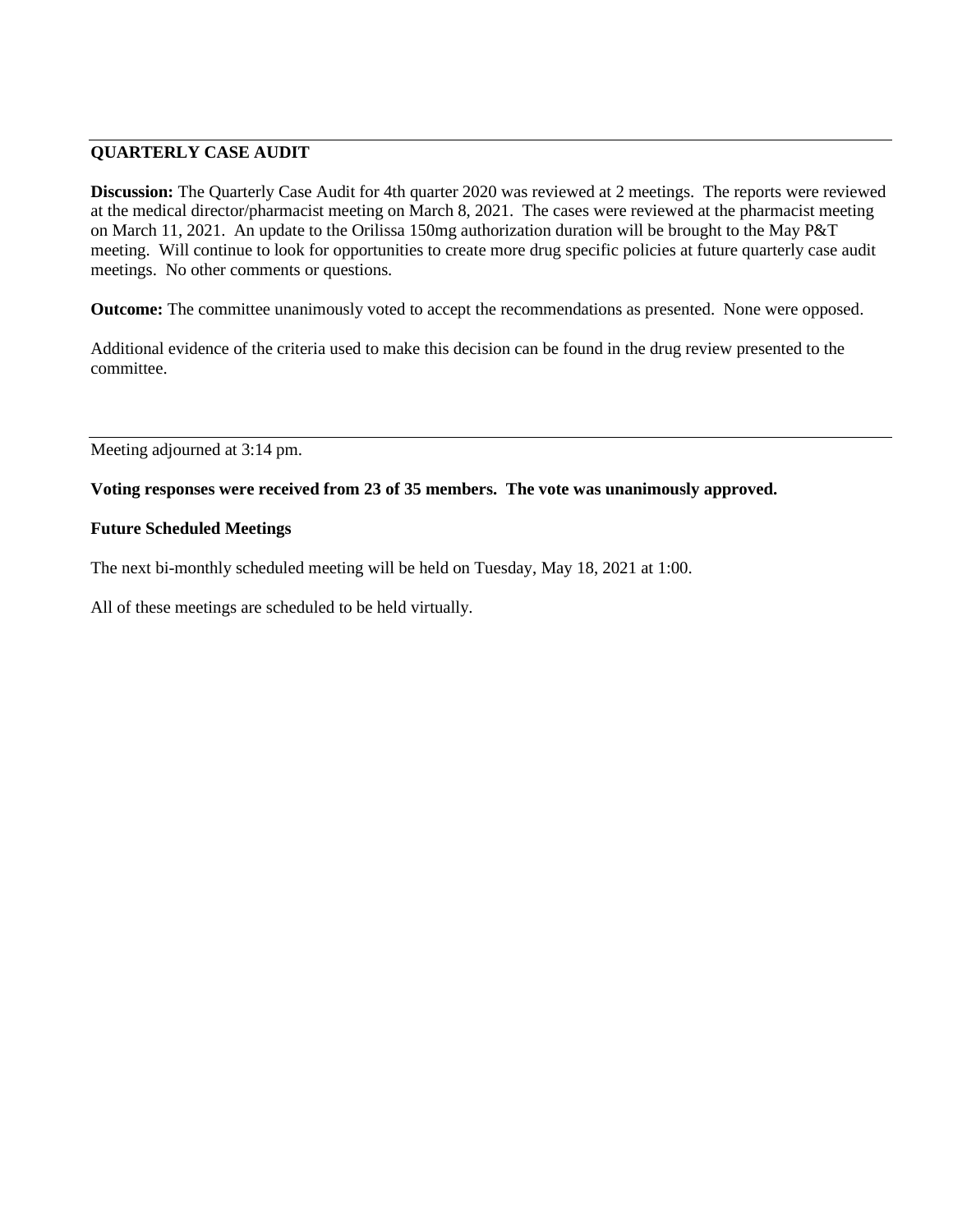**QUARTERLY CASE AUDIT**

**Discussion:** The Quarterly Case Audit for 4th quarter 2020 was reviewed at 2 meetings. The reports were reviewed at the medical director/pharmacist meeting on March 8, 2021. The cases were reviewed at the pharmacist meeting on March 11, 2021. An update to the Orilissa 150mg authorization duration will be brought to the May P&T meeting. Will continue to look for opportunities to create more drug specific policies at future quarterly case audit meetings. No other comments or questions.

**Outcome:** The committee unanimously voted to accept the recommendations as presented. None were opposed.

Additional evidence of the criteria used to make this decision can be found in the drug review presented to the committee.

---

Meeting adjourned at 3:14 pm.

**Voting responses were received from 23 of 35 members. The vote was unanimously approved.**

**Future Scheduled Meetings**

The next bi-monthly scheduled meeting will be held on Tuesday, May 18, 2021 at 1:00.

All of these meetings are scheduled to be held virtually.